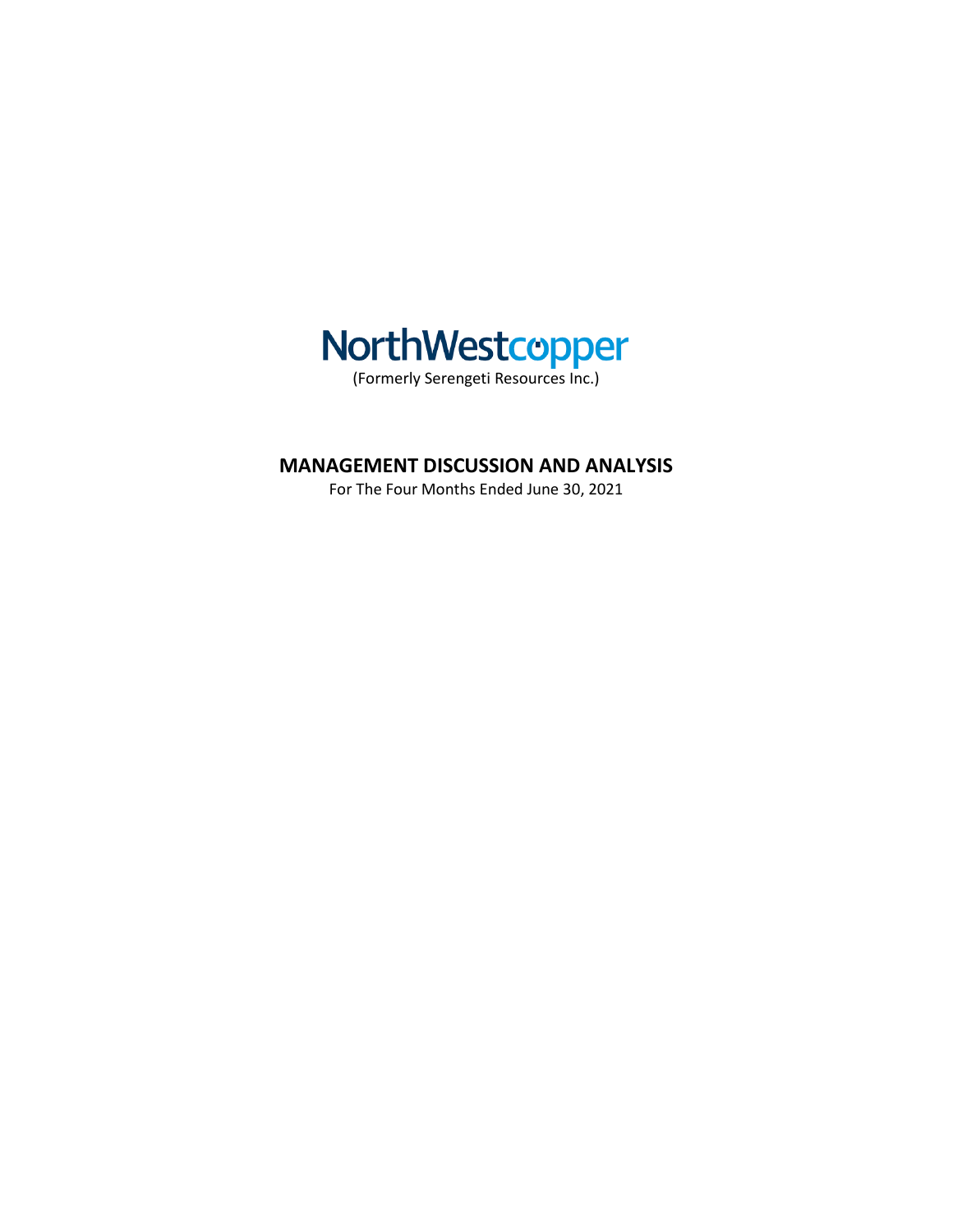NorthWestcopper

(Formerly Serengeti Resources Inc.)

# MANAGEMENT DISCUSSION AND ANALYSIS

For The Four Months Ended June 30, 2021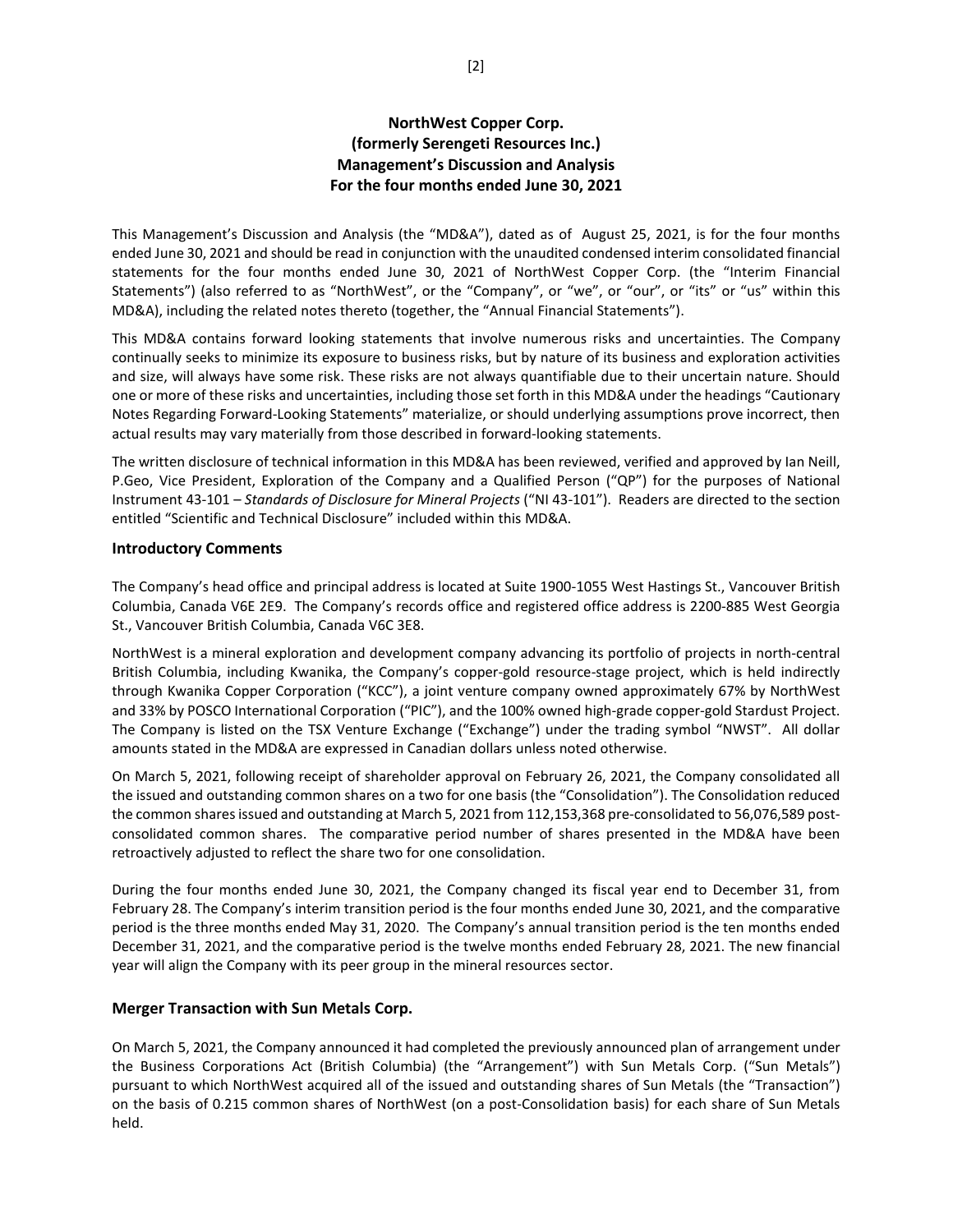# NorthWest Copper Corp.
# (formerly Serengeti Resources Inc.)
# Management's Discussion and Analysis
# For the four months ended June 30, 2021

This Management's Discussion and Analysis (the "MD&A"), dated as of August 25, 2021, is for the four months ended June 30, 2021 and should be read in conjunction with the unaudited condensed interim consolidated financial statements for the four months ended June 30, 2021 of NorthWest Copper Corp. (the "Interim Financial Statements") (also referred to as "NorthWest", or the "Company", or "we", or "our", or "its" or "us" within this MD&A), including the related notes thereto (together, the "Annual Financial Statements").

This MD&A contains forward looking statements that involve numerous risks and uncertainties. The Company continually seeks to minimize its exposure to business risks, but by nature of its business and exploration activities and size, will always have some risk. These risks are not always quantifiable due to their uncertain nature. Should one or more of these risks and uncertainties, including those set forth in this MD&A under the headings "Cautionary Notes Regarding Forward-Looking Statements" materialize, or should underlying assumptions prove incorrect, then actual results may vary materially from those described in forward-looking statements.

The written disclosure of technical information in this MD&A has been reviewed, verified and approved by Ian Neill, P.Geo, Vice President, Exploration of the Company and a Qualified Person ("QP") for the purposes of National Instrument 43-101 – *Standards of Disclosure for Mineral Projects* ("NI 43-101"). Readers are directed to the section entitled "Scientific and Technical Disclosure" included within this MD&A.

## Introductory Comments

The Company's head office and principal address is located at Suite 1900-1055 West Hastings St., Vancouver British Columbia, Canada V6E 2E9. The Company's records office and registered office address is 2200-885 West Georgia St., Vancouver British Columbia, Canada V6C 3E8.

NorthWest is a mineral exploration and development company advancing its portfolio of projects in north-central British Columbia, including Kwanika, the Company's copper-gold resource-stage project, which is held indirectly through Kwanika Copper Corporation ("KCC"), a joint venture company owned approximately 67% by NorthWest and 33% by POSCO International Corporation ("PIC"), and the 100% owned high-grade copper-gold Stardust Project. The Company is listed on the TSX Venture Exchange ("Exchange") under the trading symbol "NWST". All dollar amounts stated in the MD&A are expressed in Canadian dollars unless noted otherwise.

On March 5, 2021, following receipt of shareholder approval on February 26, 2021, the Company consolidated all the issued and outstanding common shares on a two for one basis (the "Consolidation"). The Consolidation reduced the common shares issued and outstanding at March 5, 2021 from 112,153,368 pre-consolidated to 56,076,589 post-consolidated common shares. The comparative period number of shares presented in the MD&A have been retroactively adjusted to reflect the share two for one consolidation.

During the four months ended June 30, 2021, the Company changed its fiscal year end to December 31, from February 28. The Company's interim transition period is the four months ended June 30, 2021, and the comparative period is the three months ended May 31, 2020. The Company's annual transition period is the ten months ended December 31, 2021, and the comparative period is the twelve months ended February 28, 2021. The new financial year will align the Company with its peer group in the mineral resources sector.

## Merger Transaction with Sun Metals Corp.

On March 5, 2021, the Company announced it had completed the previously announced plan of arrangement under the Business Corporations Act (British Columbia) (the "Arrangement") with Sun Metals Corp. ("Sun Metals") pursuant to which NorthWest acquired all of the issued and outstanding shares of Sun Metals (the "Transaction") on the basis of 0.215 common shares of NorthWest (on a post-Consolidation basis) for each share of Sun Metals held.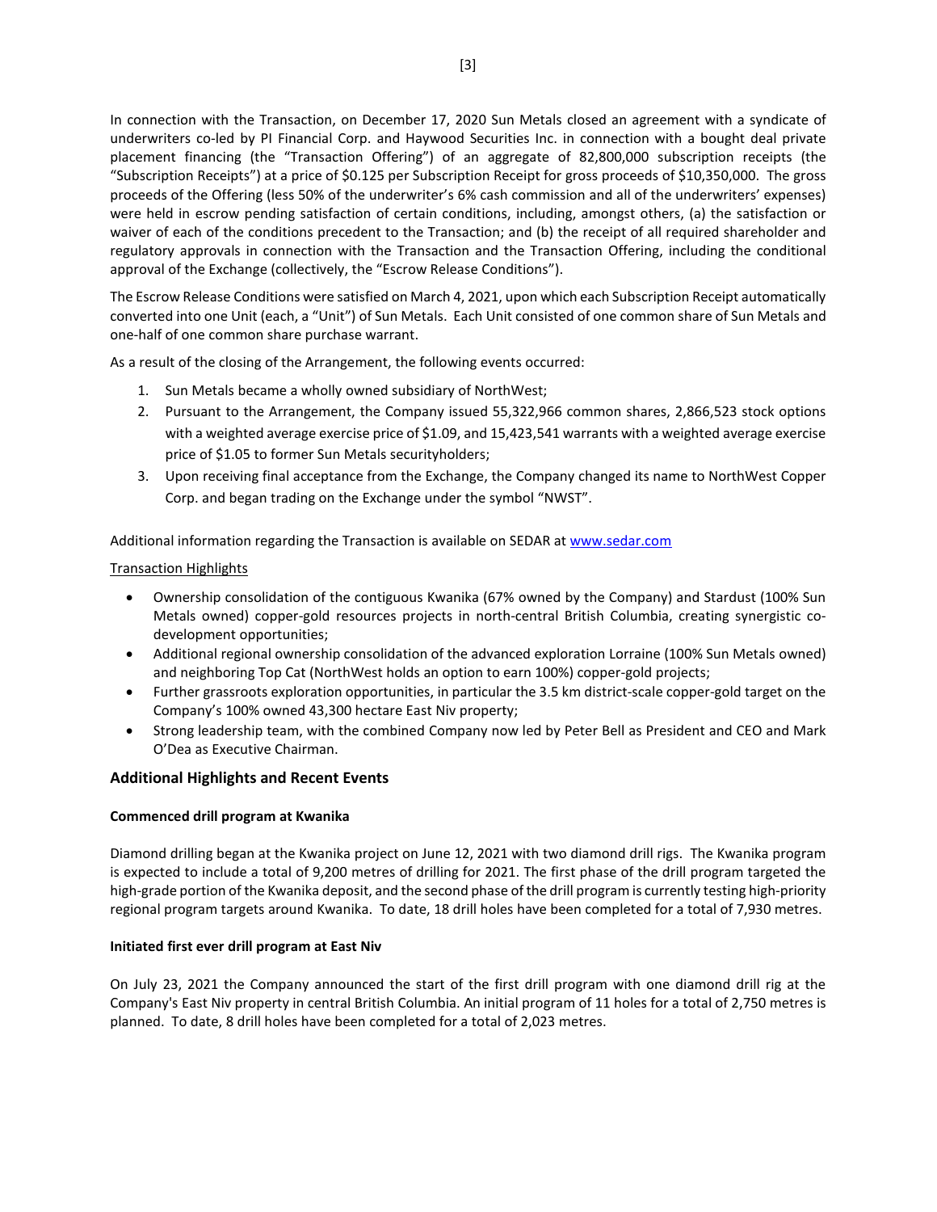In connection with the Transaction, on December 17, 2020 Sun Metals closed an agreement with a syndicate of underwriters co-led by PI Financial Corp. and Haywood Securities Inc. in connection with a bought deal private placement financing (the "Transaction Offering") of an aggregate of 82,800,000 subscription receipts (the "Subscription Receipts") at a price of $0.125 per Subscription Receipt for gross proceeds of $10,350,000. The gross proceeds of the Offering (less 50% of the underwriter's 6% cash commission and all of the underwriters' expenses) were held in escrow pending satisfaction of certain conditions, including, amongst others, (a) the satisfaction or waiver of each of the conditions precedent to the Transaction; and (b) the receipt of all required shareholder and regulatory approvals in connection with the Transaction and the Transaction Offering, including the conditional approval of the Exchange (collectively, the "Escrow Release Conditions").

The Escrow Release Conditions were satisfied on March 4, 2021, upon which each Subscription Receipt automatically converted into one Unit (each, a "Unit") of Sun Metals. Each Unit consisted of one common share of Sun Metals and one-half of one common share purchase warrant.

As a result of the closing of the Arrangement, the following events occurred:

1. Sun Metals became a wholly owned subsidiary of NorthWest;
2. Pursuant to the Arrangement, the Company issued 55,322,966 common shares, 2,866,523 stock options with a weighted average exercise price of $1.09, and 15,423,541 warrants with a weighted average exercise price of $1.05 to former Sun Metals securityholders;
3. Upon receiving final acceptance from the Exchange, the Company changed its name to NorthWest Copper Corp. and began trading on the Exchange under the symbol "NWST".

Additional information regarding the Transaction is available on SEDAR at www.sedar.com

Transaction Highlights

- Ownership consolidation of the contiguous Kwanika (67% owned by the Company) and Stardust (100% Sun Metals owned) copper-gold resources projects in north-central British Columbia, creating synergistic co-development opportunities;
- Additional regional ownership consolidation of the advanced exploration Lorraine (100% Sun Metals owned) and neighboring Top Cat (NorthWest holds an option to earn 100%) copper-gold projects;
- Further grassroots exploration opportunities, in particular the 3.5 km district-scale copper-gold target on the Company's 100% owned 43,300 hectare East Niv property;
- Strong leadership team, with the combined Company now led by Peter Bell as President and CEO and Mark O'Dea as Executive Chairman.

## Additional Highlights and Recent Events

**Commenced drill program at Kwanika**

Diamond drilling began at the Kwanika project on June 12, 2021 with two diamond drill rigs. The Kwanika program is expected to include a total of 9,200 metres of drilling for 2021. The first phase of the drill program targeted the high-grade portion of the Kwanika deposit, and the second phase of the drill program is currently testing high-priority regional program targets around Kwanika. To date, 18 drill holes have been completed for a total of 7,930 metres.

**Initiated first ever drill program at East Niv**

On July 23, 2021 the Company announced the start of the first drill program with one diamond drill rig at the Company's East Niv property in central British Columbia. An initial program of 11 holes for a total of 2,750 metres is planned. To date, 8 drill holes have been completed for a total of 2,023 metres.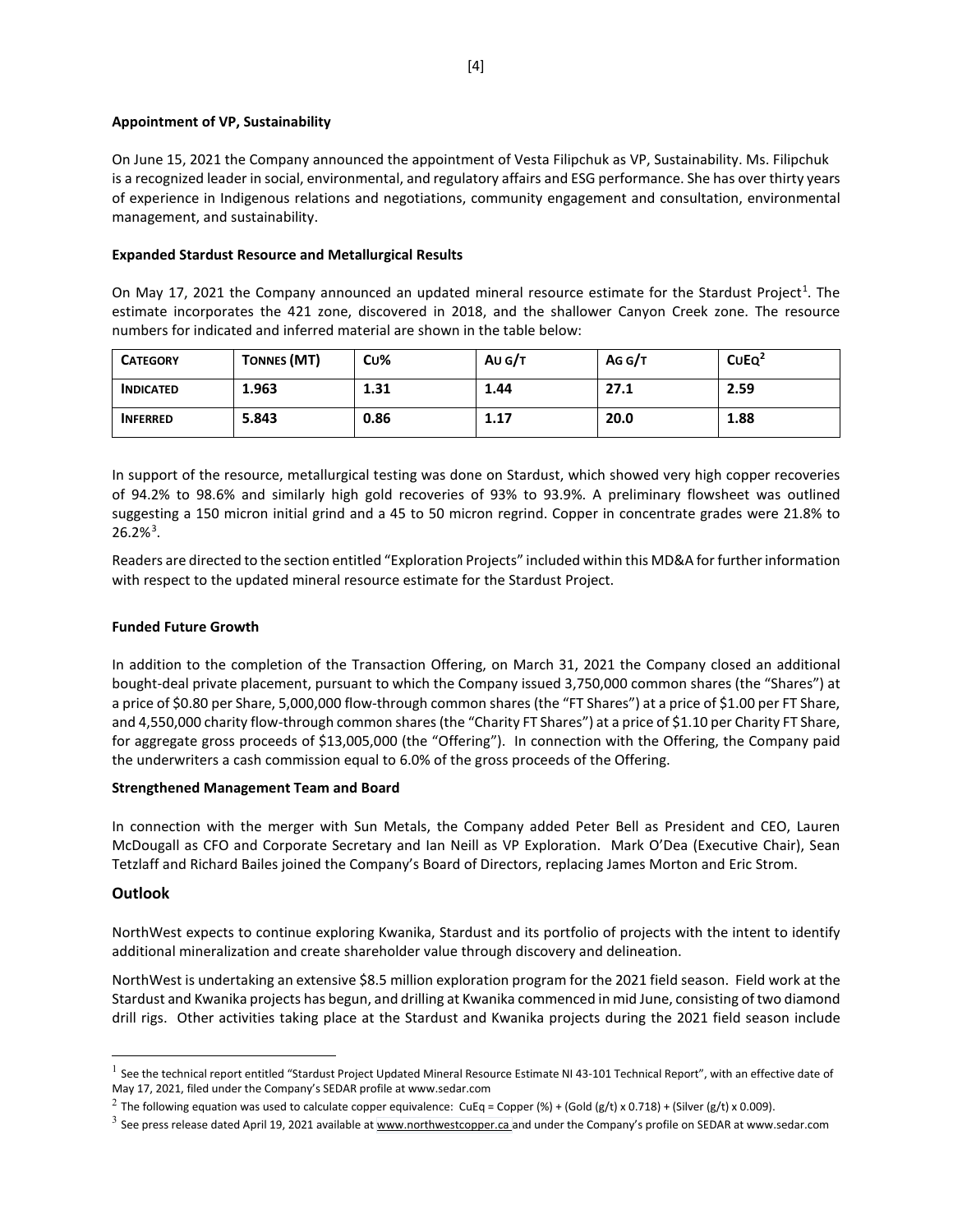**Appointment of VP, Sustainability**

On June 15, 2021 the Company announced the appointment of Vesta Filipchuk as VP, Sustainability. Ms. Filipchuk is a recognized leader in social, environmental, and regulatory affairs and ESG performance. She has over thirty years of experience in Indigenous relations and negotiations, community engagement and consultation, environmental management, and sustainability.

**Expanded Stardust Resource and Metallurgical Results**

On May 17, 2021 the Company announced an updated mineral resource estimate for the Stardust Project[1]. The estimate incorporates the 421 zone, discovered in 2018, and the shallower Canyon Creek zone. The resource numbers for indicated and inferred material are shown in the table below:

| CATEGORY | TONNES (MT) | CU% | AU G/T | AG G/T | CUEQ[2] |
|---|---|---|---|---|---|
| **INDICATED** | **1.963** | **1.31** | **1.44** | **27.1** | **2.59** |
| **INFERRED** | **5.843** | **0.86** | **1.17** | **20.0** | **1.88** |

In support of the resource, metallurgical testing was done on Stardust, which showed very high copper recoveries of 94.2% to 98.6% and similarly high gold recoveries of 93% to 93.9%. A preliminary flowsheet was outlined suggesting a 150 micron initial grind and a 45 to 50 micron regrind. Copper in concentrate grades were 21.8% to 26.2%[3].

Readers are directed to the section entitled "Exploration Projects" included within this MD&A for further information with respect to the updated mineral resource estimate for the Stardust Project.

**Funded Future Growth**

In addition to the completion of the Transaction Offering, on March 31, 2021 the Company closed an additional bought-deal private placement, pursuant to which the Company issued 3,750,000 common shares (the "Shares") at a price of $0.80 per Share, 5,000,000 flow-through common shares (the "FT Shares") at a price of $1.00 per FT Share, and 4,550,000 charity flow-through common shares (the "Charity FT Shares") at a price of $1.10 per Charity FT Share, for aggregate gross proceeds of $13,005,000 (the "Offering"). In connection with the Offering, the Company paid the underwriters a cash commission equal to 6.0% of the gross proceeds of the Offering.

**Strengthened Management Team and Board**

In connection with the merger with Sun Metals, the Company added Peter Bell as President and CEO, Lauren McDougall as CFO and Corporate Secretary and Ian Neill as VP Exploration. Mark O'Dea (Executive Chair), Sean Tetzlaff and Richard Bailes joined the Company's Board of Directors, replacing James Morton and Eric Strom.

## Outlook

NorthWest expects to continue exploring Kwanika, Stardust and its portfolio of projects with the intent to identify additional mineralization and create shareholder value through discovery and delineation.

NorthWest is undertaking an extensive $8.5 million exploration program for the 2021 field season. Field work at the Stardust and Kwanika projects has begun, and drilling at Kwanika commenced in mid June, consisting of two diamond drill rigs. Other activities taking place at the Stardust and Kwanika projects during the 2021 field season include

---

[1] See the technical report entitled "Stardust Project Updated Mineral Resource Estimate NI 43-101 Technical Report", with an effective date of May 17, 2021, filed under the Company's SEDAR profile at www.sedar.com

[2] The following equation was used to calculate copper equivalence: CuEq = Copper (%) + (Gold (g/t) x 0.718) + (Silver (g/t) x 0.009).

[3] See press release dated April 19, 2021 available at www.northwestcopper.ca and under the Company's profile on SEDAR at www.sedar.com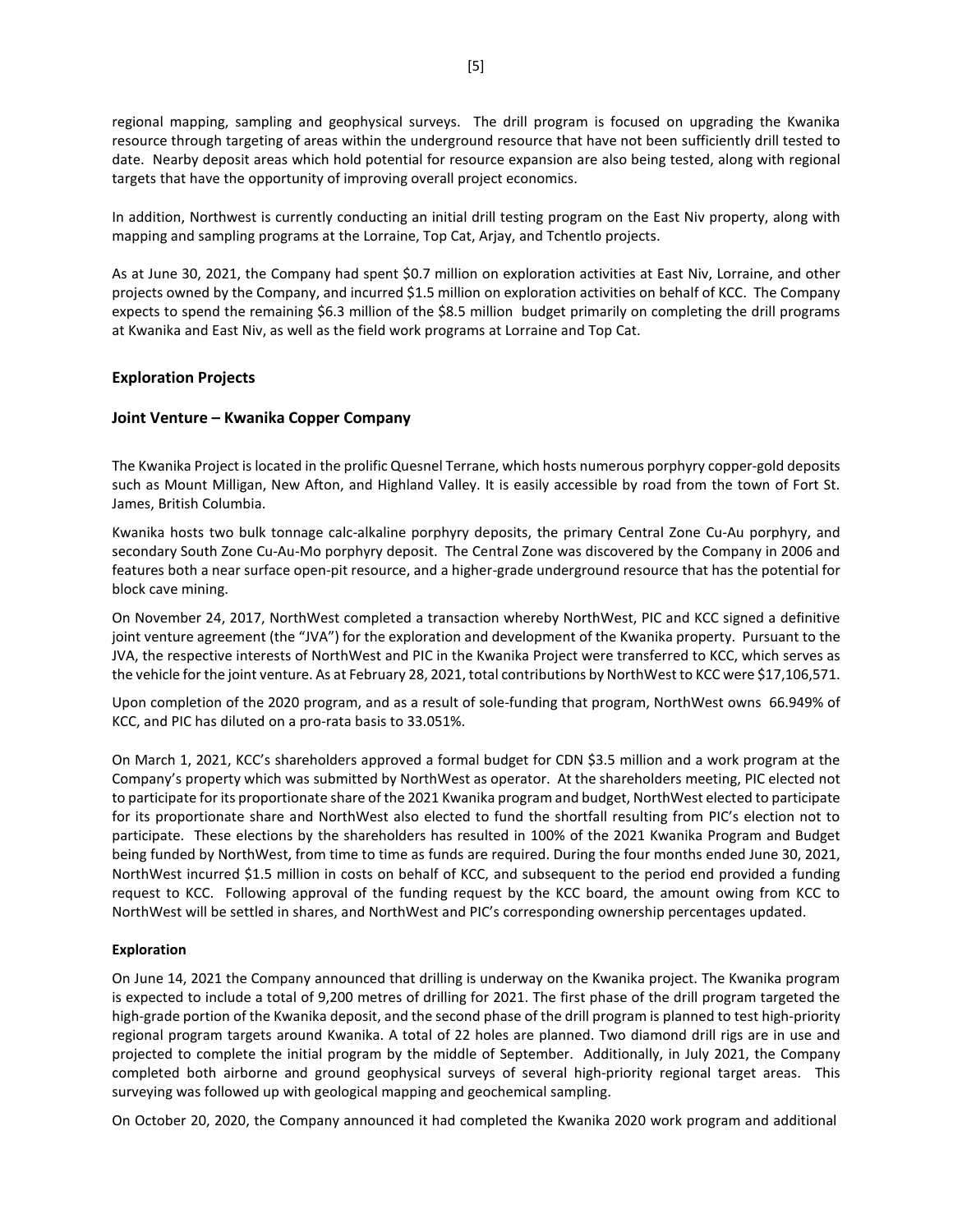regional mapping, sampling and geophysical surveys. The drill program is focused on upgrading the Kwanika resource through targeting of areas within the underground resource that have not been sufficiently drill tested to date. Nearby deposit areas which hold potential for resource expansion are also being tested, along with regional targets that have the opportunity of improving overall project economics.

In addition, Northwest is currently conducting an initial drill testing program on the East Niv property, along with mapping and sampling programs at the Lorraine, Top Cat, Arjay, and Tchentlo projects.

As at June 30, 2021, the Company had spent \$0.7 million on exploration activities at East Niv, Lorraine, and other projects owned by the Company, and incurred \$1.5 million on exploration activities on behalf of KCC. The Company expects to spend the remaining \$6.3 million of the \$8.5 million budget primarily on completing the drill programs at Kwanika and East Niv, as well as the field work programs at Lorraine and Top Cat.

## Exploration Projects

## Joint Venture – Kwanika Copper Company

The Kwanika Project is located in the prolific Quesnel Terrane, which hosts numerous porphyry copper-gold deposits such as Mount Milligan, New Afton, and Highland Valley. It is easily accessible by road from the town of Fort St. James, British Columbia.

Kwanika hosts two bulk tonnage calc-alkaline porphyry deposits, the primary Central Zone Cu-Au porphyry, and secondary South Zone Cu-Au-Mo porphyry deposit. The Central Zone was discovered by the Company in 2006 and features both a near surface open-pit resource, and a higher-grade underground resource that has the potential for block cave mining.

On November 24, 2017, NorthWest completed a transaction whereby NorthWest, PIC and KCC signed a definitive joint venture agreement (the "JVA") for the exploration and development of the Kwanika property. Pursuant to the JVA, the respective interests of NorthWest and PIC in the Kwanika Project were transferred to KCC, which serves as the vehicle for the joint venture. As at February 28, 2021, total contributions by NorthWest to KCC were \$17,106,571.

Upon completion of the 2020 program, and as a result of sole-funding that program, NorthWest owns 66.949% of KCC, and PIC has diluted on a pro-rata basis to 33.051%.

On March 1, 2021, KCC's shareholders approved a formal budget for CDN \$3.5 million and a work program at the Company's property which was submitted by NorthWest as operator. At the shareholders meeting, PIC elected not to participate for its proportionate share of the 2021 Kwanika program and budget, NorthWest elected to participate for its proportionate share and NorthWest also elected to fund the shortfall resulting from PIC's election not to participate. These elections by the shareholders has resulted in 100% of the 2021 Kwanika Program and Budget being funded by NorthWest, from time to time as funds are required. During the four months ended June 30, 2021, NorthWest incurred \$1.5 million in costs on behalf of KCC, and subsequent to the period end provided a funding request to KCC. Following approval of the funding request by the KCC board, the amount owing from KCC to NorthWest will be settled in shares, and NorthWest and PIC's corresponding ownership percentages updated.

**Exploration**

On June 14, 2021 the Company announced that drilling is underway on the Kwanika project. The Kwanika program is expected to include a total of 9,200 metres of drilling for 2021. The first phase of the drill program targeted the high-grade portion of the Kwanika deposit, and the second phase of the drill program is planned to test high-priority regional program targets around Kwanika. A total of 22 holes are planned. Two diamond drill rigs are in use and projected to complete the initial program by the middle of September. Additionally, in July 2021, the Company completed both airborne and ground geophysical surveys of several high-priority regional target areas. This surveying was followed up with geological mapping and geochemical sampling.

On October 20, 2020, the Company announced it had completed the Kwanika 2020 work program and additional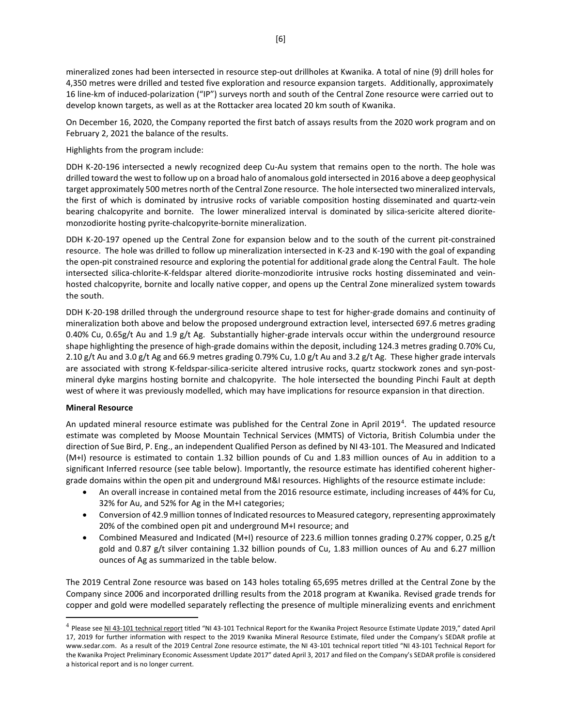mineralized zones had been intersected in resource step-out drillholes at Kwanika. A total of nine (9) drill holes for 4,350 metres were drilled and tested five exploration and resource expansion targets. Additionally, approximately 16 line-km of induced-polarization ("IP") surveys north and south of the Central Zone resource were carried out to develop known targets, as well as at the Rottacker area located 20 km south of Kwanika.

On December 16, 2020, the Company reported the first batch of assays results from the 2020 work program and on February 2, 2021 the balance of the results.

Highlights from the program include:

DDH K-20-196 intersected a newly recognized deep Cu-Au system that remains open to the north. The hole was drilled toward the west to follow up on a broad halo of anomalous gold intersected in 2016 above a deep geophysical target approximately 500 metres north of the Central Zone resource. The hole intersected two mineralized intervals, the first of which is dominated by intrusive rocks of variable composition hosting disseminated and quartz-vein bearing chalcopyrite and bornite. The lower mineralized interval is dominated by silica-sericite altered diorite-monzodiorite hosting pyrite-chalcopyrite-bornite mineralization.

DDH K-20-197 opened up the Central Zone for expansion below and to the south of the current pit-constrained resource. The hole was drilled to follow up mineralization intersected in K-23 and K-190 with the goal of expanding the open-pit constrained resource and exploring the potential for additional grade along the Central Fault. The hole intersected silica-chlorite-K-feldspar altered diorite-monzodiorite intrusive rocks hosting disseminated and vein-hosted chalcopyrite, bornite and locally native copper, and opens up the Central Zone mineralized system towards the south.

DDH K-20-198 drilled through the underground resource shape to test for higher-grade domains and continuity of mineralization both above and below the proposed underground extraction level, intersected 697.6 metres grading 0.40% Cu, 0.65g/t Au and 1.9 g/t Ag. Substantially higher-grade intervals occur within the underground resource shape highlighting the presence of high-grade domains within the deposit, including 124.3 metres grading 0.70% Cu, 2.10 g/t Au and 3.0 g/t Ag and 66.9 metres grading 0.79% Cu, 1.0 g/t Au and 3.2 g/t Ag. These higher grade intervals are associated with strong K-feldspar-silica-sericite altered intrusive rocks, quartz stockwork zones and syn-post-mineral dyke margins hosting bornite and chalcopyrite. The hole intersected the bounding Pinchi Fault at depth west of where it was previously modelled, which may have implications for resource expansion in that direction.

**Mineral Resource**

An updated mineral resource estimate was published for the Central Zone in April 2019[4]. The updated resource estimate was completed by Moose Mountain Technical Services (MMTS) of Victoria, British Columbia under the direction of Sue Bird, P. Eng., an independent Qualified Person as defined by NI 43-101. The Measured and Indicated (M+I) resource is estimated to contain 1.32 billion pounds of Cu and 1.83 million ounces of Au in addition to a significant Inferred resource (see table below). Importantly, the resource estimate has identified coherent higher-grade domains within the open pit and underground M&I resources. Highlights of the resource estimate include:

- An overall increase in contained metal from the 2016 resource estimate, including increases of 44% for Cu, 32% for Au, and 52% for Ag in the M+I categories;
- Conversion of 42.9 million tonnes of Indicated resources to Measured category, representing approximately 20% of the combined open pit and underground M+I resource; and
- Combined Measured and Indicated (M+I) resource of 223.6 million tonnes grading 0.27% copper, 0.25 g/t gold and 0.87 g/t silver containing 1.32 billion pounds of Cu, 1.83 million ounces of Au and 6.27 million ounces of Ag as summarized in the table below.

The 2019 Central Zone resource was based on 143 holes totaling 65,695 metres drilled at the Central Zone by the Company since 2006 and incorporated drilling results from the 2018 program at Kwanika. Revised grade trends for copper and gold were modelled separately reflecting the presence of multiple mineralizing events and enrichment

[4] Please see NI 43-101 technical report titled "NI 43-101 Technical Report for the Kwanika Project Resource Estimate Update 2019," dated April 17, 2019 for further information with respect to the 2019 Kwanika Mineral Resource Estimate, filed under the Company's SEDAR profile at www.sedar.com. As a result of the 2019 Central Zone resource estimate, the NI 43-101 technical report titled "NI 43-101 Technical Report for the Kwanika Project Preliminary Economic Assessment Update 2017" dated April 3, 2017 and filed on the Company's SEDAR profile is considered a historical report and is no longer current.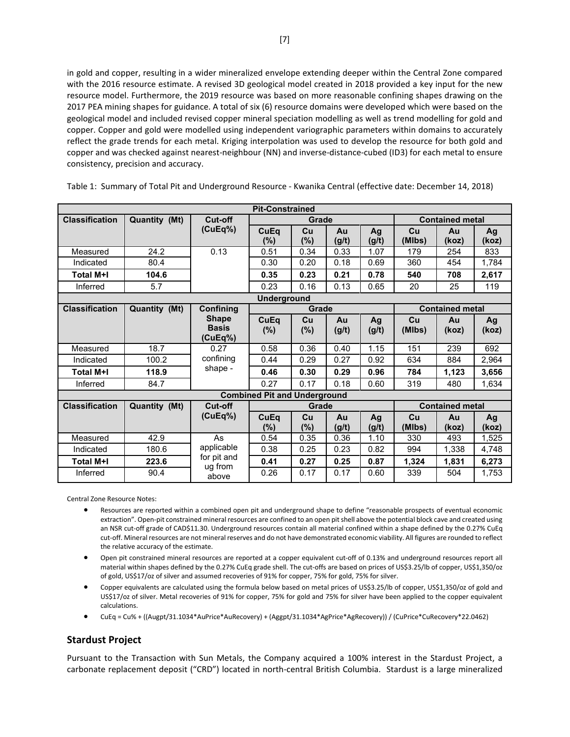in gold and copper, resulting in a wider mineralized envelope extending deeper within the Central Zone compared with the 2016 resource estimate. A revised 3D geological model created in 2018 provided a key input for the new resource model. Furthermore, the 2019 resource was based on more reasonable confining shapes drawing on the 2017 PEA mining shapes for guidance. A total of six (6) resource domains were developed which were based on the geological model and included revised copper mineral speciation modelling as well as trend modelling for gold and copper. Copper and gold were modelled using independent variographic parameters within domains to accurately reflect the grade trends for each metal. Kriging interpolation was used to develop the resource for both gold and copper and was checked against nearest-neighbour (NN) and inverse-distance-cubed (ID3) for each metal to ensure consistency, precision and accuracy.

Table 1: Summary of Total Pit and Underground Resource - Kwanika Central (effective date: December 14, 2018)

| **Pit-Constrained** | | | | | | | | | |
|---|---|---|---|---|---|---|---|---|---|
| **Classification** | **Quantity (Mt)** | **Cut-off (CuEq%)** | **Grade** | | | | **Contained metal** | | |
| | | | **CuEq (%)** | **Cu (%)** | **Au (g/t)** | **Ag (g/t)** | **Cu (Mlbs)** | **Au (koz)** | **Ag (koz)** |
| Measured | 24.2 | 0.13 | 0.51 | 0.34 | 0.33 | 1.07 | 179 | 254 | 833 |
| Indicated | 80.4 | | 0.30 | 0.20 | 0.18 | 0.69 | 360 | 454 | 1,784 |
| **Total M+I** | **104.6** | | **0.35** | **0.23** | **0.21** | **0.78** | **540** | **708** | **2,617** |
| Inferred | 5.7 | | 0.23 | 0.16 | 0.13 | 0.65 | 20 | 25 | 119 |
| **Underground** | | | | | | | | | |
| **Classification** | **Quantity (Mt)** | **Confining Shape Basis (CuEq%)** | **Grade** | | | | **Contained metal** | | |
| | | | **CuEq (%)** | **Cu (%)** | **Au (g/t)** | **Ag (g/t)** | **Cu (Mlbs)** | **Au (koz)** | **Ag (koz)** |
| Measured | 18.7 | 0.27 confining shape - | 0.58 | 0.36 | 0.40 | 1.15 | 151 | 239 | 692 |
| Indicated | 100.2 | | 0.44 | 0.29 | 0.27 | 0.92 | 634 | 884 | 2,964 |
| **Total M+I** | **118.9** | | **0.46** | **0.30** | **0.29** | **0.96** | **784** | **1,123** | **3,656** |
| Inferred | 84.7 | | 0.27 | 0.17 | 0.18 | 0.60 | 319 | 480 | 1,634 |
| **Combined Pit and Underground** | | | | | | | | | |
| **Classification** | **Quantity (Mt)** | **Cut-off (CuEq%)** | **Grade** | | | | **Contained metal** | | |
| | | | **CuEq (%)** | **Cu (%)** | **Au (g/t)** | **Ag (g/t)** | **Cu (Mlbs)** | **Au (koz)** | **Ag (koz)** |
| Measured | 42.9 | As applicable for pit and ug from above | 0.54 | 0.35 | 0.36 | 1.10 | 330 | 493 | 1,525 |
| Indicated | 180.6 | | 0.38 | 0.25 | 0.23 | 0.82 | 994 | 1,338 | 4,748 |
| **Total M+I** | **223.6** | | **0.41** | **0.27** | **0.25** | **0.87** | **1,324** | **1,831** | **6,273** |
| Inferred | 90.4 | | 0.26 | 0.17 | 0.17 | 0.60 | 339 | 504 | 1,753 |

Central Zone Resource Notes:

- Resources are reported within a combined open pit and underground shape to define "reasonable prospects of eventual economic extraction". Open-pit constrained mineral resources are confined to an open pit shell above the potential block cave and created using an NSR cut-off grade of CAD$11.30. Underground resources contain all material confined within a shape defined by the 0.27% CuEq cut-off. Mineral resources are not mineral reserves and do not have demonstrated economic viability. All figures are rounded to reflect the relative accuracy of the estimate.
- Open pit constrained mineral resources are reported at a copper equivalent cut-off of 0.13% and underground resources report all material within shapes defined by the 0.27% CuEq grade shell. The cut-offs are based on prices of US$3.25/lb of copper, US$1,350/oz of gold, US$17/oz of silver and assumed recoveries of 91% for copper, 75% for gold, 75% for silver.
- Copper equivalents are calculated using the formula below based on metal prices of US$3.25/lb of copper, US$1,350/oz of gold and US$17/oz of silver. Metal recoveries of 91% for copper, 75% for gold and 75% for silver have been applied to the copper equivalent calculations.
- CuEq = Cu% + ((Augpt/31.1034*AuPrice*AuRecovery) + (Aggpt/31.1034*AgPrice*AgRecovery)) / (CuPrice*CuRecovery*22.0462)

## Stardust Project

Pursuant to the Transaction with Sun Metals, the Company acquired a 100% interest in the Stardust Project, a carbonate replacement deposit ("CRD") located in north-central British Columbia. Stardust is a large mineralized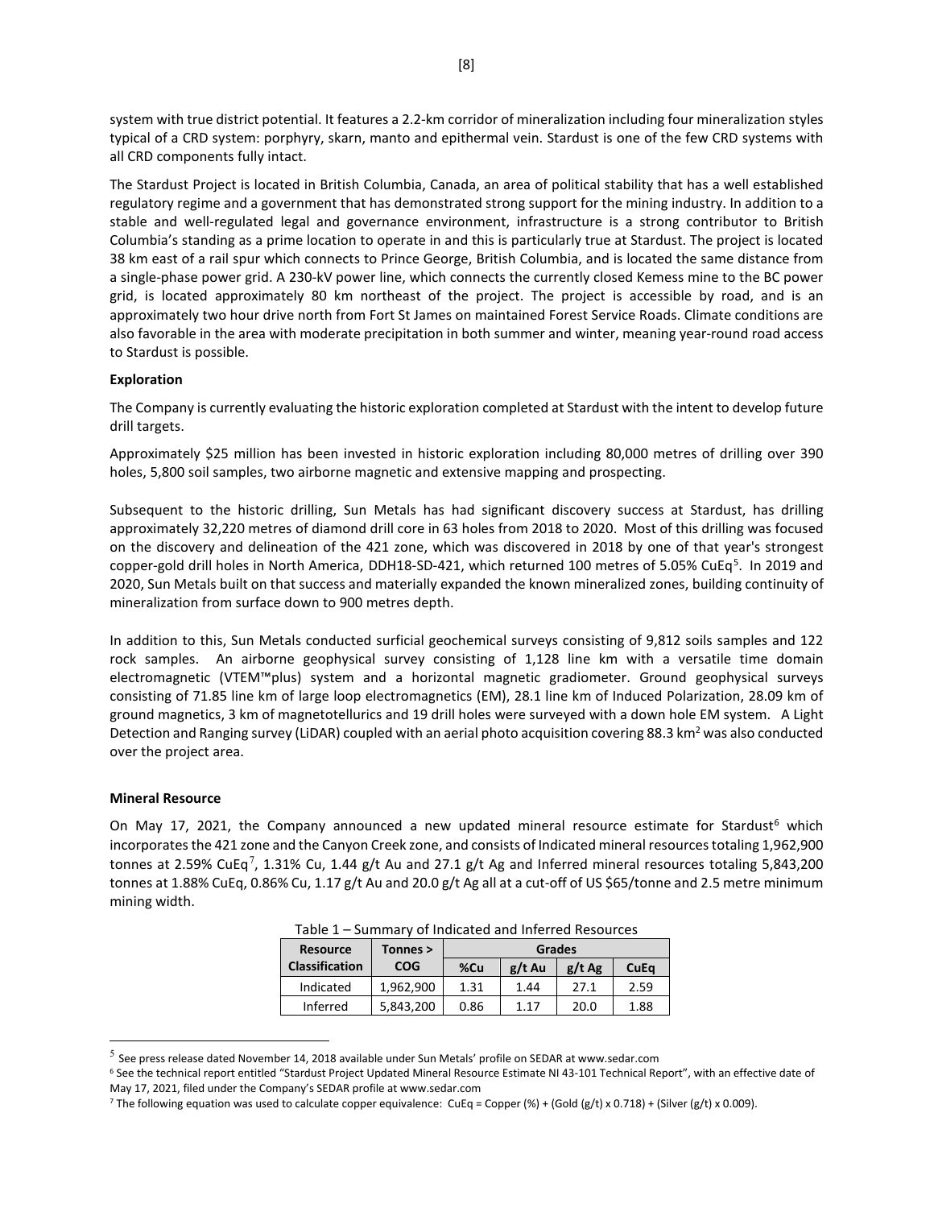system with true district potential. It features a 2.2-km corridor of mineralization including four mineralization styles typical of a CRD system: porphyry, skarn, manto and epithermal vein. Stardust is one of the few CRD systems with all CRD components fully intact.

The Stardust Project is located in British Columbia, Canada, an area of political stability that has a well established regulatory regime and a government that has demonstrated strong support for the mining industry. In addition to a stable and well-regulated legal and governance environment, infrastructure is a strong contributor to British Columbia's standing as a prime location to operate in and this is particularly true at Stardust. The project is located 38 km east of a rail spur which connects to Prince George, British Columbia, and is located the same distance from a single-phase power grid. A 230-kV power line, which connects the currently closed Kemess mine to the BC power grid, is located approximately 80 km northeast of the project. The project is accessible by road, and is an approximately two hour drive north from Fort St James on maintained Forest Service Roads. Climate conditions are also favorable in the area with moderate precipitation in both summer and winter, meaning year-round road access to Stardust is possible.

**Exploration**

The Company is currently evaluating the historic exploration completed at Stardust with the intent to develop future drill targets.

Approximately $25 million has been invested in historic exploration including 80,000 metres of drilling over 390 holes, 5,800 soil samples, two airborne magnetic and extensive mapping and prospecting.

Subsequent to the historic drilling, Sun Metals has had significant discovery success at Stardust, has drilling approximately 32,220 metres of diamond drill core in 63 holes from 2018 to 2020. Most of this drilling was focused on the discovery and delineation of the 421 zone, which was discovered in 2018 by one of that year's strongest copper-gold drill holes in North America, DDH18-SD-421, which returned 100 metres of 5.05% CuEq[5]. In 2019 and 2020, Sun Metals built on that success and materially expanded the known mineralized zones, building continuity of mineralization from surface down to 900 metres depth.

In addition to this, Sun Metals conducted surficial geochemical surveys consisting of 9,812 soils samples and 122 rock samples. An airborne geophysical survey consisting of 1,128 line km with a versatile time domain electromagnetic (VTEM™plus) system and a horizontal magnetic gradiometer. Ground geophysical surveys consisting of 71.85 line km of large loop electromagnetics (EM), 28.1 line km of Induced Polarization, 28.09 km of ground magnetics, 3 km of magnetotellurics and 19 drill holes were surveyed with a down hole EM system. A Light Detection and Ranging survey (LiDAR) coupled with an aerial photo acquisition covering 88.3 km$^2$ was also conducted over the project area.

**Mineral Resource**

On May 17, 2021, the Company announced a new updated mineral resource estimate for Stardust[6] which incorporates the 421 zone and the Canyon Creek zone, and consists of Indicated mineral resources totaling 1,962,900 tonnes at 2.59% CuEq[7], 1.31% Cu, 1.44 g/t Au and 27.1 g/t Ag and Inferred mineral resources totaling 5,843,200 tonnes at 1.88% CuEq, 0.86% Cu, 1.17 g/t Au and 20.0 g/t Ag all at a cut-off of US $65/tonne and 2.5 metre minimum mining width.

Table 1 – Summary of Indicated and Inferred Resources

| Resource Classification | Tonnes > COG | Grades | | | |
|---|---|---|---|---|---|
| | | %Cu | g/t Au | g/t Ag | CuEq |
| Indicated | 1,962,900 | 1.31 | 1.44 | 27.1 | 2.59 |
| Inferred | 5,843,200 | 0.86 | 1.17 | 20.0 | 1.88 |

---

[5] See press release dated November 14, 2018 available under Sun Metals' profile on SEDAR at www.sedar.com

[6] See the technical report entitled "Stardust Project Updated Mineral Resource Estimate NI 43-101 Technical Report", with an effective date of May 17, 2021, filed under the Company's SEDAR profile at www.sedar.com

[7] The following equation was used to calculate copper equivalence: CuEq = Copper (%) + (Gold (g/t) x 0.718) + (Silver (g/t) x 0.009).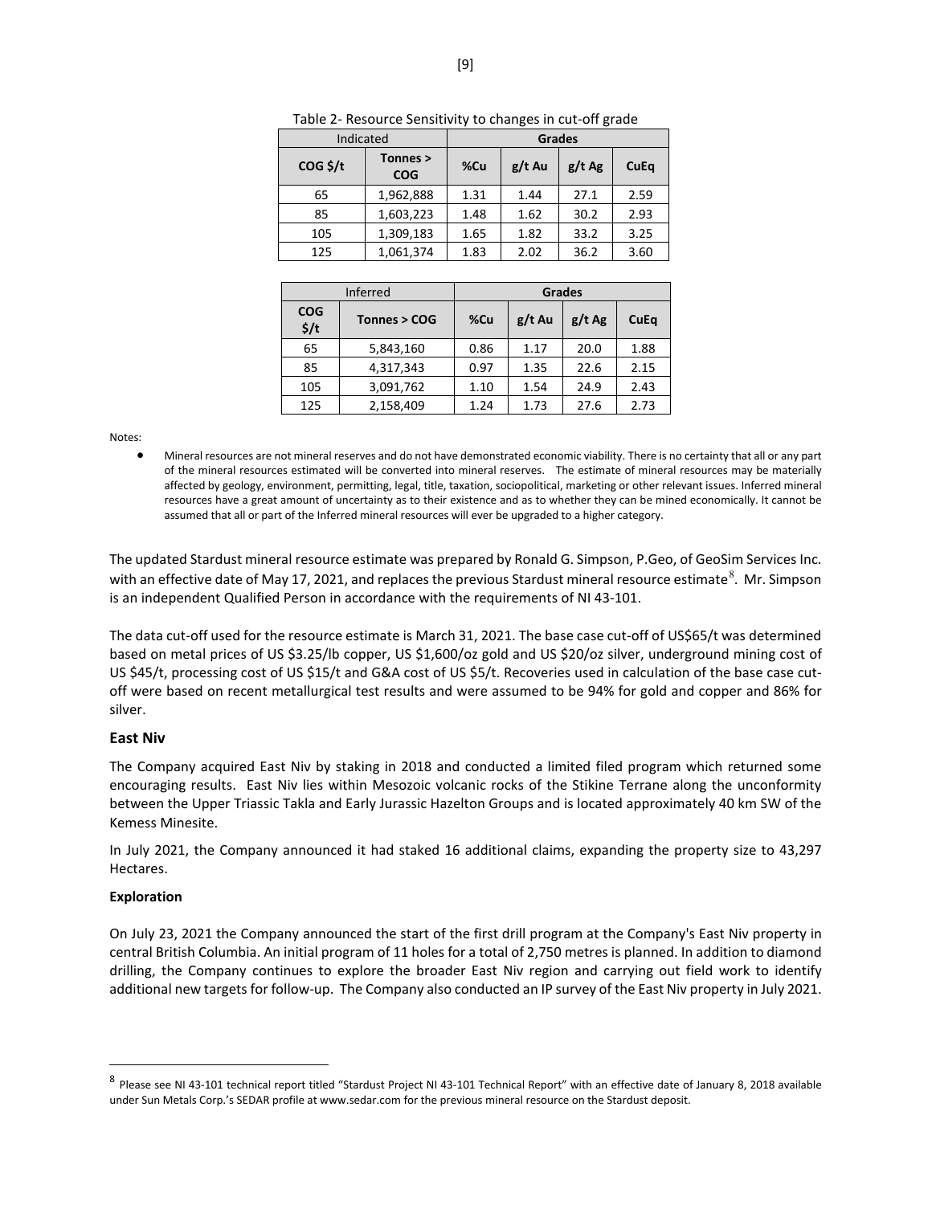Table 2- Resource Sensitivity to changes in cut-off grade

| Indicated | | Grades | | | |
|---|---|---|---|---|---|
| COG $/t | Tonnes > COG | %Cu | g/t Au | g/t Ag | CuEq |
| 65 | 1,962,888 | 1.31 | 1.44 | 27.1 | 2.59 |
| 85 | 1,603,223 | 1.48 | 1.62 | 30.2 | 2.93 |
| 105 | 1,309,183 | 1.65 | 1.82 | 33.2 | 3.25 |
| 125 | 1,061,374 | 1.83 | 2.02 | 36.2 | 3.60 |

| Inferred | | Grades | | | |
|---|---|---|---|---|---|
| COG $/t | Tonnes > COG | %Cu | g/t Au | g/t Ag | CuEq |
| 65 | 5,843,160 | 0.86 | 1.17 | 20.0 | 1.88 |
| 85 | 4,317,343 | 0.97 | 1.35 | 22.6 | 2.15 |
| 105 | 3,091,762 | 1.10 | 1.54 | 24.9 | 2.43 |
| 125 | 2,158,409 | 1.24 | 1.73 | 27.6 | 2.73 |

Notes:

- Mineral resources are not mineral reserves and do not have demonstrated economic viability. There is no certainty that all or any part of the mineral resources estimated will be converted into mineral reserves. The estimate of mineral resources may be materially affected by geology, environment, permitting, legal, title, taxation, sociopolitical, marketing or other relevant issues. Inferred mineral resources have a great amount of uncertainty as to their existence and as to whether they can be mined economically. It cannot be assumed that all or part of the Inferred mineral resources will ever be upgraded to a higher category.

The updated Stardust mineral resource estimate was prepared by Ronald G. Simpson, P.Geo, of GeoSim Services Inc. with an effective date of May 17, 2021, and replaces the previous Stardust mineral resource estimate[8]. Mr. Simpson is an independent Qualified Person in accordance with the requirements of NI 43-101.

The data cut-off used for the resource estimate is March 31, 2021. The base case cut-off of US$65/t was determined based on metal prices of US $3.25/lb copper, US $1,600/oz gold and US $20/oz silver, underground mining cost of US $45/t, processing cost of US $15/t and G&A cost of US $5/t. Recoveries used in calculation of the base case cut-off were based on recent metallurgical test results and were assumed to be 94% for gold and copper and 86% for silver.

## East Niv

The Company acquired East Niv by staking in 2018 and conducted a limited filed program which returned some encouraging results. East Niv lies within Mesozoic volcanic rocks of the Stikine Terrane along the unconformity between the Upper Triassic Takla and Early Jurassic Hazelton Groups and is located approximately 40 km SW of the Kemess Minesite.

In July 2021, the Company announced it had staked 16 additional claims, expanding the property size to 43,297 Hectares.

### Exploration

On July 23, 2021 the Company announced the start of the first drill program at the Company's East Niv property in central British Columbia. An initial program of 11 holes for a total of 2,750 metres is planned. In addition to diamond drilling, the Company continues to explore the broader East Niv region and carrying out field work to identify additional new targets for follow-up. The Company also conducted an IP survey of the East Niv property in July 2021.

[8] Please see NI 43-101 technical report titled "Stardust Project NI 43-101 Technical Report" with an effective date of January 8, 2018 available under Sun Metals Corp.'s SEDAR profile at www.sedar.com for the previous mineral resource on the Stardust deposit.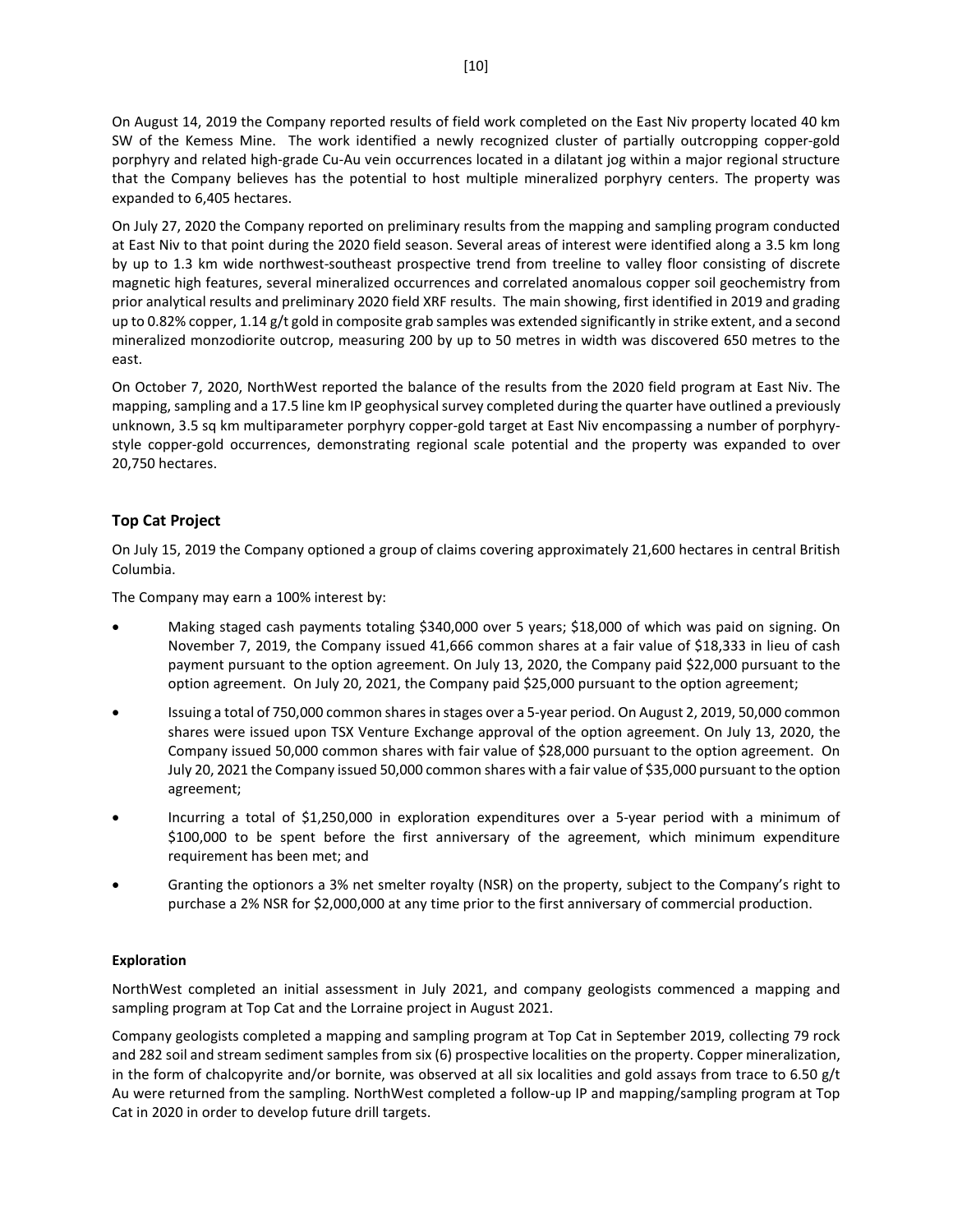On August 14, 2019 the Company reported results of field work completed on the East Niv property located 40 km SW of the Kemess Mine. The work identified a newly recognized cluster of partially outcropping copper-gold porphyry and related high-grade Cu-Au vein occurrences located in a dilatant jog within a major regional structure that the Company believes has the potential to host multiple mineralized porphyry centers. The property was expanded to 6,405 hectares.

On July 27, 2020 the Company reported on preliminary results from the mapping and sampling program conducted at East Niv to that point during the 2020 field season. Several areas of interest were identified along a 3.5 km long by up to 1.3 km wide northwest-southeast prospective trend from treeline to valley floor consisting of discrete magnetic high features, several mineralized occurrences and correlated anomalous copper soil geochemistry from prior analytical results and preliminary 2020 field XRF results. The main showing, first identified in 2019 and grading up to 0.82% copper, 1.14 g/t gold in composite grab samples was extended significantly in strike extent, and a second mineralized monzodiorite outcrop, measuring 200 by up to 50 metres in width was discovered 650 metres to the east.

On October 7, 2020, NorthWest reported the balance of the results from the 2020 field program at East Niv. The mapping, sampling and a 17.5 line km IP geophysical survey completed during the quarter have outlined a previously unknown, 3.5 sq km multiparameter porphyry copper-gold target at East Niv encompassing a number of porphyry-style copper-gold occurrences, demonstrating regional scale potential and the property was expanded to over 20,750 hectares.

## Top Cat Project

On July 15, 2019 the Company optioned a group of claims covering approximately 21,600 hectares in central British Columbia.

The Company may earn a 100% interest by:

- Making staged cash payments totaling $340,000 over 5 years; $18,000 of which was paid on signing. On November 7, 2019, the Company issued 41,666 common shares at a fair value of $18,333 in lieu of cash payment pursuant to the option agreement. On July 13, 2020, the Company paid $22,000 pursuant to the option agreement. On July 20, 2021, the Company paid $25,000 pursuant to the option agreement;
- Issuing a total of 750,000 common shares in stages over a 5-year period. On August 2, 2019, 50,000 common shares were issued upon TSX Venture Exchange approval of the option agreement. On July 13, 2020, the Company issued 50,000 common shares with fair value of $28,000 pursuant to the option agreement. On July 20, 2021 the Company issued 50,000 common shares with a fair value of $35,000 pursuant to the option agreement;
- Incurring a total of $1,250,000 in exploration expenditures over a 5-year period with a minimum of $100,000 to be spent before the first anniversary of the agreement, which minimum expenditure requirement has been met; and
- Granting the optionors a 3% net smelter royalty (NSR) on the property, subject to the Company's right to purchase a 2% NSR for $2,000,000 at any time prior to the first anniversary of commercial production.

### Exploration

NorthWest completed an initial assessment in July 2021, and company geologists commenced a mapping and sampling program at Top Cat and the Lorraine project in August 2021.

Company geologists completed a mapping and sampling program at Top Cat in September 2019, collecting 79 rock and 282 soil and stream sediment samples from six (6) prospective localities on the property. Copper mineralization, in the form of chalcopyrite and/or bornite, was observed at all six localities and gold assays from trace to 6.50 g/t Au were returned from the sampling. NorthWest completed a follow-up IP and mapping/sampling program at Top Cat in 2020 in order to develop future drill targets.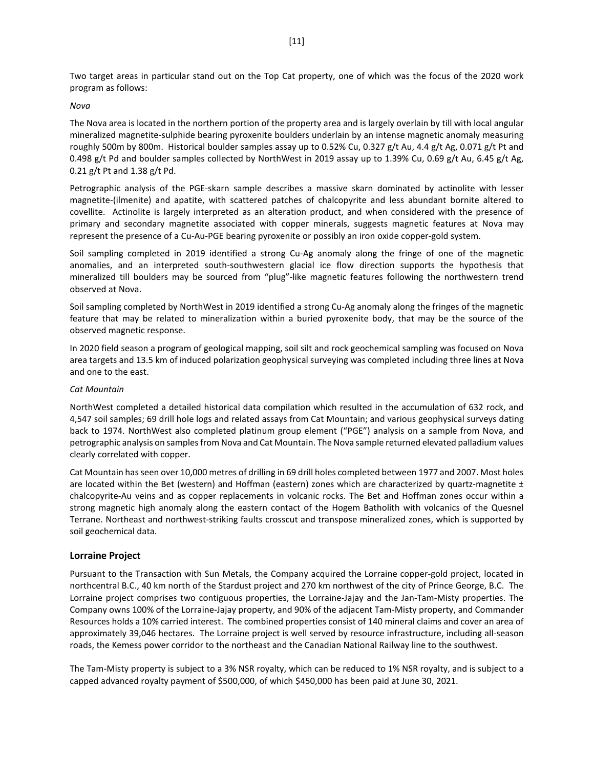Two target areas in particular stand out on the Top Cat property, one of which was the focus of the 2020 work program as follows:

*Nova*

The Nova area is located in the northern portion of the property area and is largely overlain by till with local angular mineralized magnetite-sulphide bearing pyroxenite boulders underlain by an intense magnetic anomaly measuring roughly 500m by 800m. Historical boulder samples assay up to 0.52% Cu, 0.327 g/t Au, 4.4 g/t Ag, 0.071 g/t Pt and 0.498 g/t Pd and boulder samples collected by NorthWest in 2019 assay up to 1.39% Cu, 0.69 g/t Au, 6.45 g/t Ag, 0.21 g/t Pt and 1.38 g/t Pd.

Petrographic analysis of the PGE-skarn sample describes a massive skarn dominated by actinolite with lesser magnetite-(ilmenite) and apatite, with scattered patches of chalcopyrite and less abundant bornite altered to covellite. Actinolite is largely interpreted as an alteration product, and when considered with the presence of primary and secondary magnetite associated with copper minerals, suggests magnetic features at Nova may represent the presence of a Cu-Au-PGE bearing pyroxenite or possibly an iron oxide copper-gold system.

Soil sampling completed in 2019 identified a strong Cu-Ag anomaly along the fringe of one of the magnetic anomalies, and an interpreted south-southwestern glacial ice flow direction supports the hypothesis that mineralized till boulders may be sourced from "plug"-like magnetic features following the northwestern trend observed at Nova.

Soil sampling completed by NorthWest in 2019 identified a strong Cu-Ag anomaly along the fringes of the magnetic feature that may be related to mineralization within a buried pyroxenite body, that may be the source of the observed magnetic response.

In 2020 field season a program of geological mapping, soil silt and rock geochemical sampling was focused on Nova area targets and 13.5 km of induced polarization geophysical surveying was completed including three lines at Nova and one to the east.

*Cat Mountain*

NorthWest completed a detailed historical data compilation which resulted in the accumulation of 632 rock, and 4,547 soil samples; 69 drill hole logs and related assays from Cat Mountain; and various geophysical surveys dating back to 1974. NorthWest also completed platinum group element ("PGE") analysis on a sample from Nova, and petrographic analysis on samples from Nova and Cat Mountain. The Nova sample returned elevated palladium values clearly correlated with copper.

Cat Mountain has seen over 10,000 metres of drilling in 69 drill holes completed between 1977 and 2007. Most holes are located within the Bet (western) and Hoffman (eastern) zones which are characterized by quartz-magnetite ± chalcopyrite-Au veins and as copper replacements in volcanic rocks. The Bet and Hoffman zones occur within a strong magnetic high anomaly along the eastern contact of the Hogem Batholith with volcanics of the Quesnel Terrane. Northeast and northwest-striking faults crosscut and transpose mineralized zones, which is supported by soil geochemical data.

## Lorraine Project

Pursuant to the Transaction with Sun Metals, the Company acquired the Lorraine copper-gold project, located in northcentral B.C., 40 km north of the Stardust project and 270 km northwest of the city of Prince George, B.C. The Lorraine project comprises two contiguous properties, the Lorraine-Jajay and the Jan-Tam-Misty properties. The Company owns 100% of the Lorraine-Jajay property, and 90% of the adjacent Tam-Misty property, and Commander Resources holds a 10% carried interest. The combined properties consist of 140 mineral claims and cover an area of approximately 39,046 hectares. The Lorraine project is well served by resource infrastructure, including all-season roads, the Kemess power corridor to the northeast and the Canadian National Railway line to the southwest.

The Tam-Misty property is subject to a 3% NSR royalty, which can be reduced to 1% NSR royalty, and is subject to a capped advanced royalty payment of $500,000, of which $450,000 has been paid at June 30, 2021.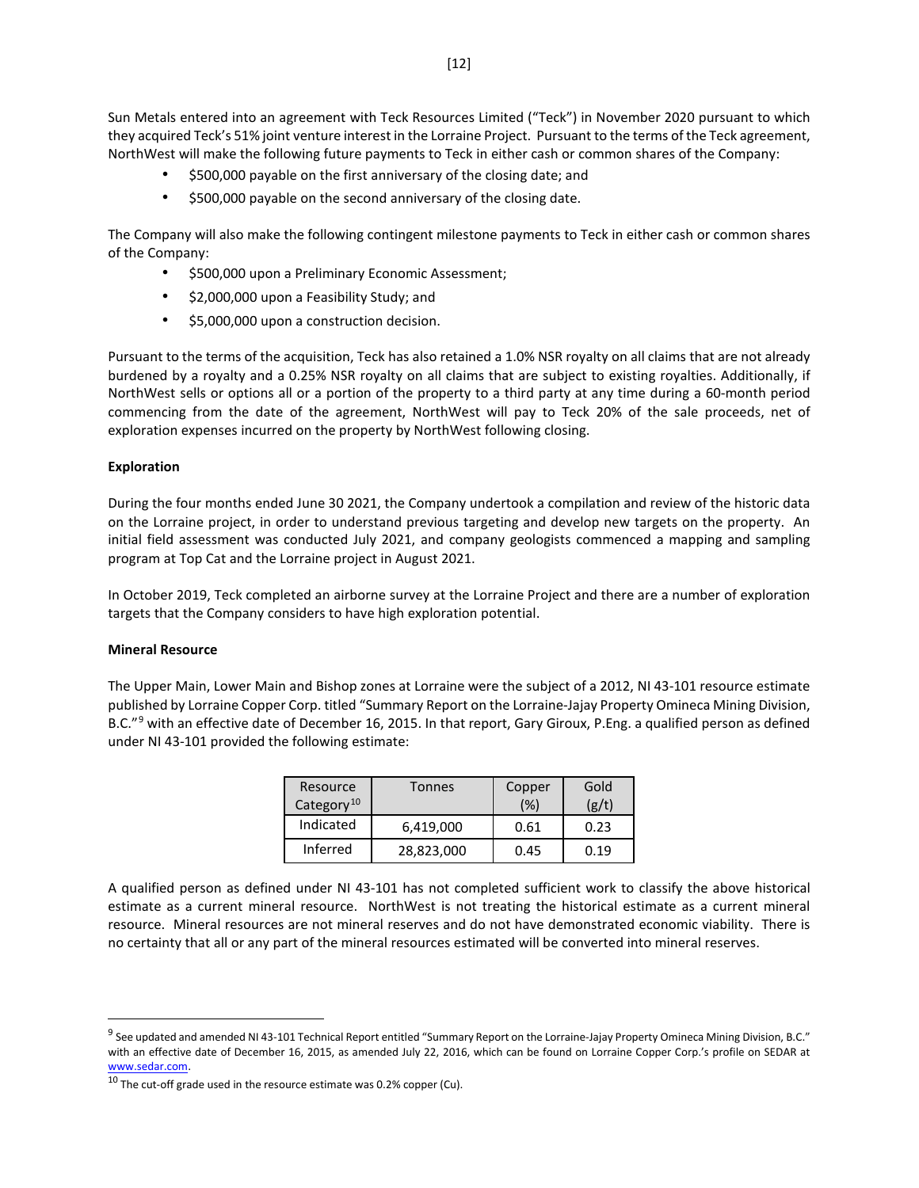Sun Metals entered into an agreement with Teck Resources Limited ("Teck") in November 2020 pursuant to which they acquired Teck's 51% joint venture interest in the Lorraine Project. Pursuant to the terms of the Teck agreement, NorthWest will make the following future payments to Teck in either cash or common shares of the Company:

- $500,000 payable on the first anniversary of the closing date; and
- $500,000 payable on the second anniversary of the closing date.

The Company will also make the following contingent milestone payments to Teck in either cash or common shares of the Company:

- $500,000 upon a Preliminary Economic Assessment;
- $2,000,000 upon a Feasibility Study; and
- $5,000,000 upon a construction decision.

Pursuant to the terms of the acquisition, Teck has also retained a 1.0% NSR royalty on all claims that are not already burdened by a royalty and a 0.25% NSR royalty on all claims that are subject to existing royalties. Additionally, if NorthWest sells or options all or a portion of the property to a third party at any time during a 60-month period commencing from the date of the agreement, NorthWest will pay to Teck 20% of the sale proceeds, net of exploration expenses incurred on the property by NorthWest following closing.

**Exploration**

During the four months ended June 30 2021, the Company undertook a compilation and review of the historic data on the Lorraine project, in order to understand previous targeting and develop new targets on the property. An initial field assessment was conducted July 2021, and company geologists commenced a mapping and sampling program at Top Cat and the Lorraine project in August 2021.

In October 2019, Teck completed an airborne survey at the Lorraine Project and there are a number of exploration targets that the Company considers to have high exploration potential.

**Mineral Resource**

The Upper Main, Lower Main and Bishop zones at Lorraine were the subject of a 2012, NI 43-101 resource estimate published by Lorraine Copper Corp. titled "Summary Report on the Lorraine-Jajay Property Omineca Mining Division, B.C."[9] with an effective date of December 16, 2015. In that report, Gary Giroux, P.Eng. a qualified person as defined under NI 43-101 provided the following estimate:

| Resource Category[10] | Tonnes | Copper (%) | Gold (g/t) |
|---|---|---|---|
| Indicated | 6,419,000 | 0.61 | 0.23 |
| Inferred | 28,823,000 | 0.45 | 0.19 |

A qualified person as defined under NI 43-101 has not completed sufficient work to classify the above historical estimate as a current mineral resource. NorthWest is not treating the historical estimate as a current mineral resource. Mineral resources are not mineral reserves and do not have demonstrated economic viability. There is no certainty that all or any part of the mineral resources estimated will be converted into mineral reserves.

---

[9] See updated and amended NI 43-101 Technical Report entitled "Summary Report on the Lorraine-Jajay Property Omineca Mining Division, B.C." with an effective date of December 16, 2015, as amended July 22, 2016, which can be found on Lorraine Copper Corp.'s profile on SEDAR at www.sedar.com.

[10] The cut-off grade used in the resource estimate was 0.2% copper (Cu).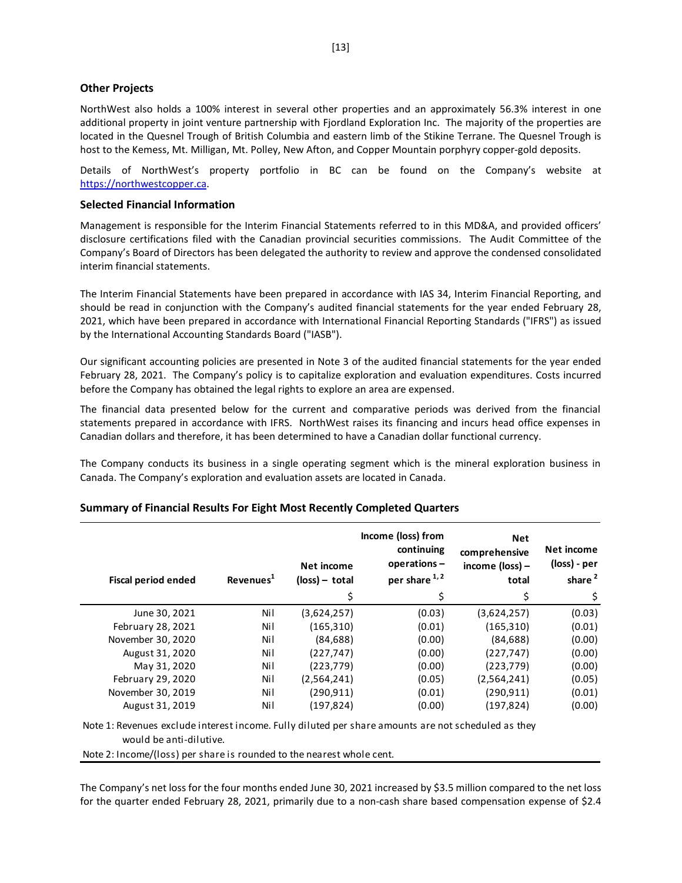## Other Projects

NorthWest also holds a 100% interest in several other properties and an approximately 56.3% interest in one additional property in joint venture partnership with Fjordland Exploration Inc. The majority of the properties are located in the Quesnel Trough of British Columbia and eastern limb of the Stikine Terrane. The Quesnel Trough is host to the Kemess, Mt. Milligan, Mt. Polley, New Afton, and Copper Mountain porphyry copper-gold deposits.

Details of NorthWest's property portfolio in BC can be found on the Company's website at https://northwestcopper.ca.

## Selected Financial Information

Management is responsible for the Interim Financial Statements referred to in this MD&A, and provided officers' disclosure certifications filed with the Canadian provincial securities commissions. The Audit Committee of the Company's Board of Directors has been delegated the authority to review and approve the condensed consolidated interim financial statements.

The Interim Financial Statements have been prepared in accordance with IAS 34, Interim Financial Reporting, and should be read in conjunction with the Company's audited financial statements for the year ended February 28, 2021, which have been prepared in accordance with International Financial Reporting Standards ("IFRS") as issued by the International Accounting Standards Board ("IASB").

Our significant accounting policies are presented in Note 3 of the audited financial statements for the year ended February 28, 2021. The Company's policy is to capitalize exploration and evaluation expenditures. Costs incurred before the Company has obtained the legal rights to explore an area are expensed.

The financial data presented below for the current and comparative periods was derived from the financial statements prepared in accordance with IFRS. NorthWest raises its financing and incurs head office expenses in Canadian dollars and therefore, it has been determined to have a Canadian dollar functional currency.

The Company conducts its business in a single operating segment which is the mineral exploration business in Canada. The Company's exploration and evaluation assets are located in Canada.

### Summary of Financial Results For Eight Most Recently Completed Quarters

| Fiscal period ended | Revenues[1] | Net income (loss) – total | Income (loss) from continuing operations – per share [1, 2] | Net comprehensive income (loss) – total | Net income (loss) - per share [2] |
|---|---|---|---|---|---|
| | | $ | $ | $ | $ |
| June 30, 2021 | Nil | (3,624,257) | (0.03) | (3,624,257) | (0.03) |
| February 28, 2021 | Nil | (165,310) | (0.01) | (165,310) | (0.01) |
| November 30, 2020 | Nil | (84,688) | (0.00) | (84,688) | (0.00) |
| August 31, 2020 | Nil | (227,747) | (0.00) | (227,747) | (0.00) |
| May 31, 2020 | Nil | (223,779) | (0.00) | (223,779) | (0.00) |
| February 29, 2020 | Nil | (2,564,241) | (0.05) | (2,564,241) | (0.05) |
| November 30, 2019 | Nil | (290,911) | (0.01) | (290,911) | (0.01) |
| August 31, 2019 | Nil | (197,824) | (0.00) | (197,824) | (0.00) |

Note 1: Revenues exclude interest income. Fully diluted per share amounts are not scheduled as they would be anti-dilutive.

Note 2: Income/(loss) per share is rounded to the nearest whole cent.

The Company's net loss for the four months ended June 30, 2021 increased by $3.5 million compared to the net loss for the quarter ended February 28, 2021, primarily due to a non-cash share based compensation expense of $2.4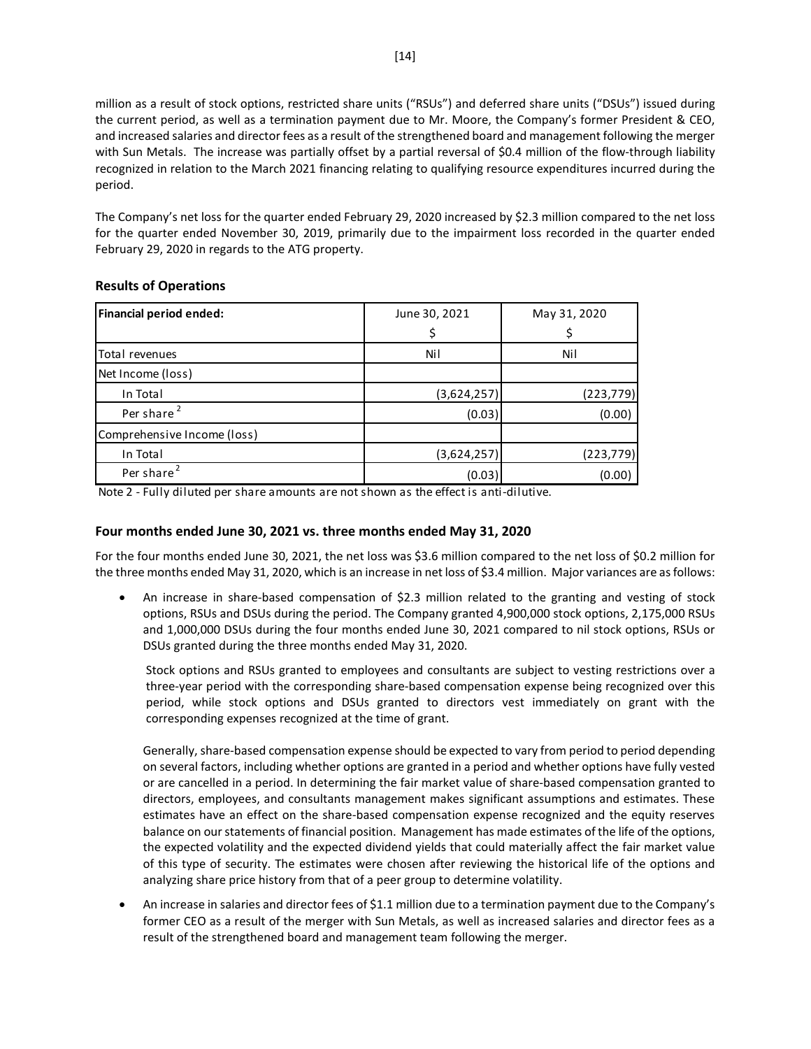million as a result of stock options, restricted share units ("RSUs") and deferred share units ("DSUs") issued during the current period, as well as a termination payment due to Mr. Moore, the Company's former President & CEO, and increased salaries and director fees as a result of the strengthened board and management following the merger with Sun Metals. The increase was partially offset by a partial reversal of $0.4 million of the flow-through liability recognized in relation to the March 2021 financing relating to qualifying resource expenditures incurred during the period.

The Company's net loss for the quarter ended February 29, 2020 increased by $2.3 million compared to the net loss for the quarter ended November 30, 2019, primarily due to the impairment loss recorded in the quarter ended February 29, 2020 in regards to the ATG property.

## Results of Operations

| **Financial period ended:** | June 30, 2021<br>$ | May 31, 2020<br>$ |
|---|---|---|
| Total revenues | Nil | Nil |
| Net Income (loss) | | |
| In Total | (3,624,257) | (223,779) |
| Per share [2] | (0.03) | (0.00) |
| Comprehensive Income (loss) | | |
| In Total | (3,624,257) | (223,779) |
| Per share [2] | (0.03) | (0.00) |

Note 2 - Fully diluted per share amounts are not shown as the effect is anti-dilutive.

### Four months ended June 30, 2021 vs. three months ended May 31, 2020

For the four months ended June 30, 2021, the net loss was $3.6 million compared to the net loss of $0.2 million for the three months ended May 31, 2020, which is an increase in net loss of $3.4 million. Major variances are as follows:

- An increase in share-based compensation of $2.3 million related to the granting and vesting of stock options, RSUs and DSUs during the period. The Company granted 4,900,000 stock options, 2,175,000 RSUs and 1,000,000 DSUs during the four months ended June 30, 2021 compared to nil stock options, RSUs or DSUs granted during the three months ended May 31, 2020.

  Stock options and RSUs granted to employees and consultants are subject to vesting restrictions over a three-year period with the corresponding share-based compensation expense being recognized over this period, while stock options and DSUs granted to directors vest immediately on grant with the corresponding expenses recognized at the time of grant.

  Generally, share-based compensation expense should be expected to vary from period to period depending on several factors, including whether options are granted in a period and whether options have fully vested or are cancelled in a period. In determining the fair market value of share-based compensation granted to directors, employees, and consultants management makes significant assumptions and estimates. These estimates have an effect on the share-based compensation expense recognized and the equity reserves balance on our statements of financial position. Management has made estimates of the life of the options, the expected volatility and the expected dividend yields that could materially affect the fair market value of this type of security. The estimates were chosen after reviewing the historical life of the options and analyzing share price history from that of a peer group to determine volatility.

- An increase in salaries and director fees of $1.1 million due to a termination payment due to the Company's former CEO as a result of the merger with Sun Metals, as well as increased salaries and director fees as a result of the strengthened board and management team following the merger.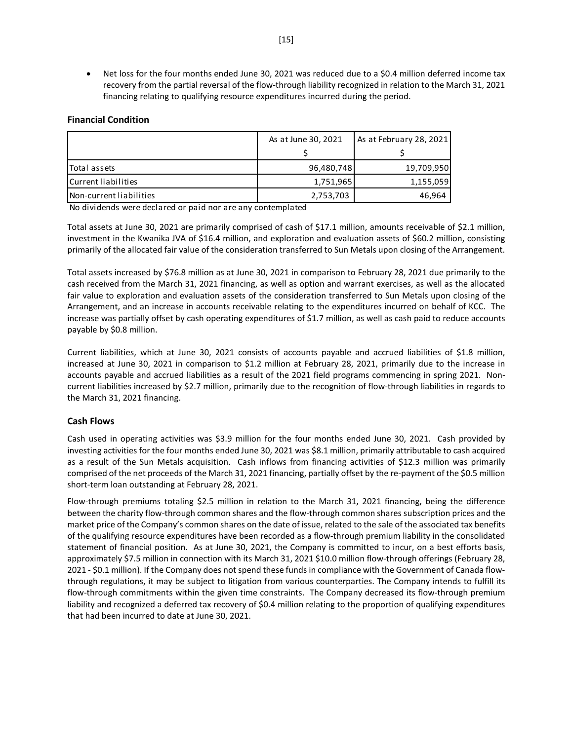- Net loss for the four months ended June 30, 2021 was reduced due to a $0.4 million deferred income tax recovery from the partial reversal of the flow-through liability recognized in relation to the March 31, 2021 financing relating to qualifying resource expenditures incurred during the period.

## Financial Condition

| | As at June 30, 2021 | As at February 28, 2021 |
|---|---|---|
| | $ | $ |
| Total assets | 96,480,748 | 19,709,950 |
| Current liabilities | 1,751,965 | 1,155,059 |
| Non-current liabilities | 2,753,703 | 46,964 |

No dividends were declared or paid nor are any contemplated

Total assets at June 30, 2021 are primarily comprised of cash of $17.1 million, amounts receivable of $2.1 million, investment in the Kwanika JVA of $16.4 million, and exploration and evaluation assets of $60.2 million, consisting primarily of the allocated fair value of the consideration transferred to Sun Metals upon closing of the Arrangement.

Total assets increased by $76.8 million as at June 30, 2021 in comparison to February 28, 2021 due primarily to the cash received from the March 31, 2021 financing, as well as option and warrant exercises, as well as the allocated fair value to exploration and evaluation assets of the consideration transferred to Sun Metals upon closing of the Arrangement, and an increase in accounts receivable relating to the expenditures incurred on behalf of KCC. The increase was partially offset by cash operating expenditures of $1.7 million, as well as cash paid to reduce accounts payable by $0.8 million.

Current liabilities, which at June 30, 2021 consists of accounts payable and accrued liabilities of $1.8 million, increased at June 30, 2021 in comparison to $1.2 million at February 28, 2021, primarily due to the increase in accounts payable and accrued liabilities as a result of the 2021 field programs commencing in spring 2021. Non-current liabilities increased by $2.7 million, primarily due to the recognition of flow-through liabilities in regards to the March 31, 2021 financing.

## Cash Flows

Cash used in operating activities was $3.9 million for the four months ended June 30, 2021. Cash provided by investing activities for the four months ended June 30, 2021 was $8.1 million, primarily attributable to cash acquired as a result of the Sun Metals acquisition. Cash inflows from financing activities of $12.3 million was primarily comprised of the net proceeds of the March 31, 2021 financing, partially offset by the re-payment of the $0.5 million short-term loan outstanding at February 28, 2021.

Flow-through premiums totaling $2.5 million in relation to the March 31, 2021 financing, being the difference between the charity flow-through common shares and the flow-through common shares subscription prices and the market price of the Company's common shares on the date of issue, related to the sale of the associated tax benefits of the qualifying resource expenditures have been recorded as a flow-through premium liability in the consolidated statement of financial position. As at June 30, 2021, the Company is committed to incur, on a best efforts basis, approximately $7.5 million in connection with its March 31, 2021 $10.0 million flow-through offerings (February 28, 2021 - $0.1 million). If the Company does not spend these funds in compliance with the Government of Canada flow-through regulations, it may be subject to litigation from various counterparties. The Company intends to fulfill its flow-through commitments within the given time constraints. The Company decreased its flow-through premium liability and recognized a deferred tax recovery of $0.4 million relating to the proportion of qualifying expenditures that had been incurred to date at June 30, 2021.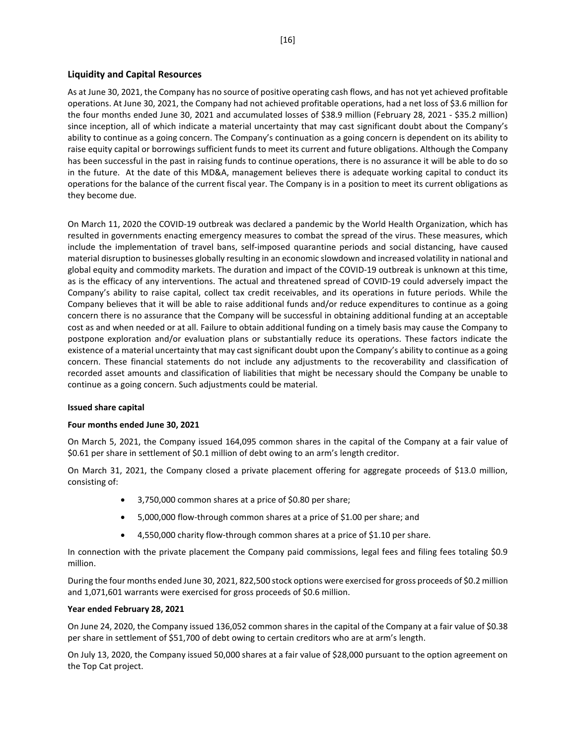## Liquidity and Capital Resources

As at June 30, 2021, the Company has no source of positive operating cash flows, and has not yet achieved profitable operations. At June 30, 2021, the Company had not achieved profitable operations, had a net loss of $3.6 million for the four months ended June 30, 2021 and accumulated losses of $38.9 million (February 28, 2021 - $35.2 million) since inception, all of which indicate a material uncertainty that may cast significant doubt about the Company's ability to continue as a going concern. The Company's continuation as a going concern is dependent on its ability to raise equity capital or borrowings sufficient funds to meet its current and future obligations. Although the Company has been successful in the past in raising funds to continue operations, there is no assurance it will be able to do so in the future. At the date of this MD&A, management believes there is adequate working capital to conduct its operations for the balance of the current fiscal year. The Company is in a position to meet its current obligations as they become due.

On March 11, 2020 the COVID-19 outbreak was declared a pandemic by the World Health Organization, which has resulted in governments enacting emergency measures to combat the spread of the virus. These measures, which include the implementation of travel bans, self-imposed quarantine periods and social distancing, have caused material disruption to businesses globally resulting in an economic slowdown and increased volatility in national and global equity and commodity markets. The duration and impact of the COVID-19 outbreak is unknown at this time, as is the efficacy of any interventions. The actual and threatened spread of COVID-19 could adversely impact the Company's ability to raise capital, collect tax credit receivables, and its operations in future periods. While the Company believes that it will be able to raise additional funds and/or reduce expenditures to continue as a going concern there is no assurance that the Company will be successful in obtaining additional funding at an acceptable cost as and when needed or at all. Failure to obtain additional funding on a timely basis may cause the Company to postpone exploration and/or evaluation plans or substantially reduce its operations. These factors indicate the existence of a material uncertainty that may cast significant doubt upon the Company's ability to continue as a going concern. These financial statements do not include any adjustments to the recoverability and classification of recorded asset amounts and classification of liabilities that might be necessary should the Company be unable to continue as a going concern. Such adjustments could be material.

**Issued share capital**

**Four months ended June 30, 2021**

On March 5, 2021, the Company issued 164,095 common shares in the capital of the Company at a fair value of $0.61 per share in settlement of $0.1 million of debt owing to an arm's length creditor.

On March 31, 2021, the Company closed a private placement offering for aggregate proceeds of $13.0 million, consisting of:

- 3,750,000 common shares at a price of $0.80 per share;
- 5,000,000 flow-through common shares at a price of $1.00 per share; and
- 4,550,000 charity flow-through common shares at a price of $1.10 per share.

In connection with the private placement the Company paid commissions, legal fees and filing fees totaling $0.9 million.

During the four months ended June 30, 2021, 822,500 stock options were exercised for gross proceeds of $0.2 million and 1,071,601 warrants were exercised for gross proceeds of $0.6 million.

**Year ended February 28, 2021**

On June 24, 2020, the Company issued 136,052 common shares in the capital of the Company at a fair value of $0.38 per share in settlement of $51,700 of debt owing to certain creditors who are at arm's length.

On July 13, 2020, the Company issued 50,000 shares at a fair value of $28,000 pursuant to the option agreement on the Top Cat project.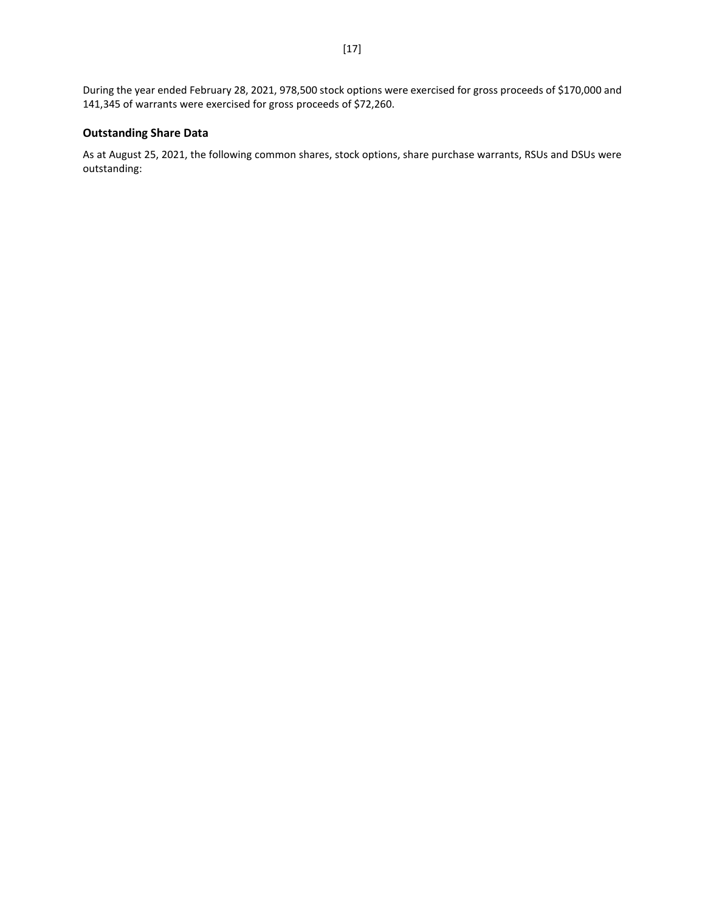During the year ended February 28, 2021, 978,500 stock options were exercised for gross proceeds of $170,000 and 141,345 of warrants were exercised for gross proceeds of $72,260.

## Outstanding Share Data

As at August 25, 2021, the following common shares, stock options, share purchase warrants, RSUs and DSUs were outstanding: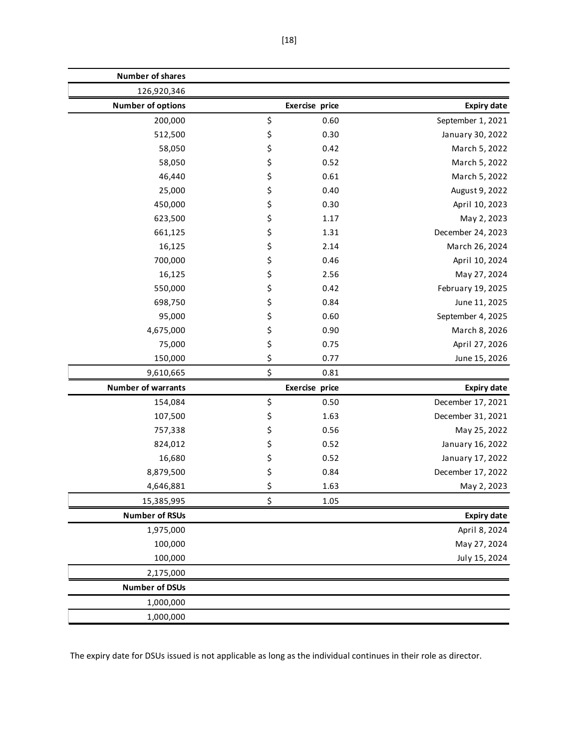| Number of shares | | |
|---|---|---|
| 126,920,346 | | |

| Number of options | Exercise price | Expiry date |
|---|---|---|
| 200,000 | $ 0.60 | September 1, 2021 |
| 512,500 | $ 0.30 | January 30, 2022 |
| 58,050 | $ 0.42 | March 5, 2022 |
| 58,050 | $ 0.52 | March 5, 2022 |
| 46,440 | $ 0.61 | March 5, 2022 |
| 25,000 | $ 0.40 | August 9, 2022 |
| 450,000 | $ 0.30 | April 10, 2023 |
| 623,500 | $ 1.17 | May 2, 2023 |
| 661,125 | $ 1.31 | December 24, 2023 |
| 16,125 | $ 2.14 | March 26, 2024 |
| 700,000 | $ 0.46 | April 10, 2024 |
| 16,125 | $ 2.56 | May 27, 2024 |
| 550,000 | $ 0.42 | February 19, 2025 |
| 698,750 | $ 0.84 | June 11, 2025 |
| 95,000 | $ 0.60 | September 4, 2025 |
| 4,675,000 | $ 0.90 | March 8, 2026 |
| 75,000 | $ 0.75 | April 27, 2026 |
| 150,000 | $ 0.77 | June 15, 2026 |
| 9,610,665 | $ 0.81 | |

| Number of warrants | Exercise price | Expiry date |
|---|---|---|
| 154,084 | $ 0.50 | December 17, 2021 |
| 107,500 | $ 1.63 | December 31, 2021 |
| 757,338 | $ 0.56 | May 25, 2022 |
| 824,012 | $ 0.52 | January 16, 2022 |
| 16,680 | $ 0.52 | January 17, 2022 |
| 8,879,500 | $ 0.84 | December 17, 2022 |
| 4,646,881 | $ 1.63 | May 2, 2023 |
| 15,385,995 | $ 1.05 | |

| Number of RSUs | Expiry date |
|---|---|
| 1,975,000 | April 8, 2024 |
| 100,000 | May 27, 2024 |
| 100,000 | July 15, 2024 |
| 2,175,000 | |

| Number of DSUs |
|---|
| 1,000,000 |
| 1,000,000 |

The expiry date for DSUs issued is not applicable as long as the individual continues in their role as director.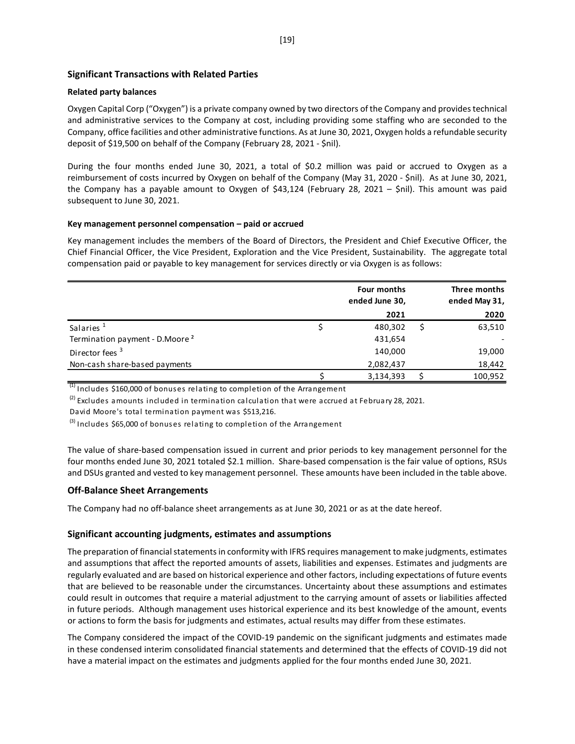## Significant Transactions with Related Parties

### Related party balances

Oxygen Capital Corp ("Oxygen") is a private company owned by two directors of the Company and provides technical and administrative services to the Company at cost, including providing some staffing who are seconded to the Company, office facilities and other administrative functions. As at June 30, 2021, Oxygen holds a refundable security deposit of $19,500 on behalf of the Company (February 28, 2021 - $nil).

During the four months ended June 30, 2021, a total of $0.2 million was paid or accrued to Oxygen as a reimbursement of costs incurred by Oxygen on behalf of the Company (May 31, 2020 - $nil). As at June 30, 2021, the Company has a payable amount to Oxygen of $43,124 (February 28, 2021 – $nil). This amount was paid subsequent to June 30, 2021.

### Key management personnel compensation – paid or accrued

Key management includes the members of the Board of Directors, the President and Chief Executive Officer, the Chief Financial Officer, the Vice President, Exploration and the Vice President, Sustainability. The aggregate total compensation paid or payable to key management for services directly or via Oxygen is as follows:

| | Four months ended June 30, 2021 | Three months ended May 31, 2020 |
|---|---|---|
| Salaries [1] | $ 480,302 | $ 63,510 |
| Termination payment - D.Moore [2] | 431,654 | - |
| Director fees [3] | 140,000 | 19,000 |
| Non-cash share-based payments | 2,082,437 | 18,442 |
| | $ 3,134,393 | $ 100,952 |

[(1)] Includes $160,000 of bonuses relating to completion of the Arrangement

[(2)] Excludes amounts included in termination calculation that were accrued at February 28, 2021.
David Moore's total termination payment was $513,216.

[(3)] Includes $65,000 of bonuses relating to completion of the Arrangement

The value of share-based compensation issued in current and prior periods to key management personnel for the four months ended June 30, 2021 totaled $2.1 million. Share-based compensation is the fair value of options, RSUs and DSUs granted and vested to key management personnel. These amounts have been included in the table above.

## Off-Balance Sheet Arrangements

The Company had no off-balance sheet arrangements as at June 30, 2021 or as at the date hereof.

## Significant accounting judgments, estimates and assumptions

The preparation of financial statements in conformity with IFRS requires management to make judgments, estimates and assumptions that affect the reported amounts of assets, liabilities and expenses. Estimates and judgments are regularly evaluated and are based on historical experience and other factors, including expectations of future events that are believed to be reasonable under the circumstances. Uncertainty about these assumptions and estimates could result in outcomes that require a material adjustment to the carrying amount of assets or liabilities affected in future periods. Although management uses historical experience and its best knowledge of the amount, events or actions to form the basis for judgments and estimates, actual results may differ from these estimates.

The Company considered the impact of the COVID-19 pandemic on the significant judgments and estimates made in these condensed interim consolidated financial statements and determined that the effects of COVID-19 did not have a material impact on the estimates and judgments applied for the four months ended June 30, 2021.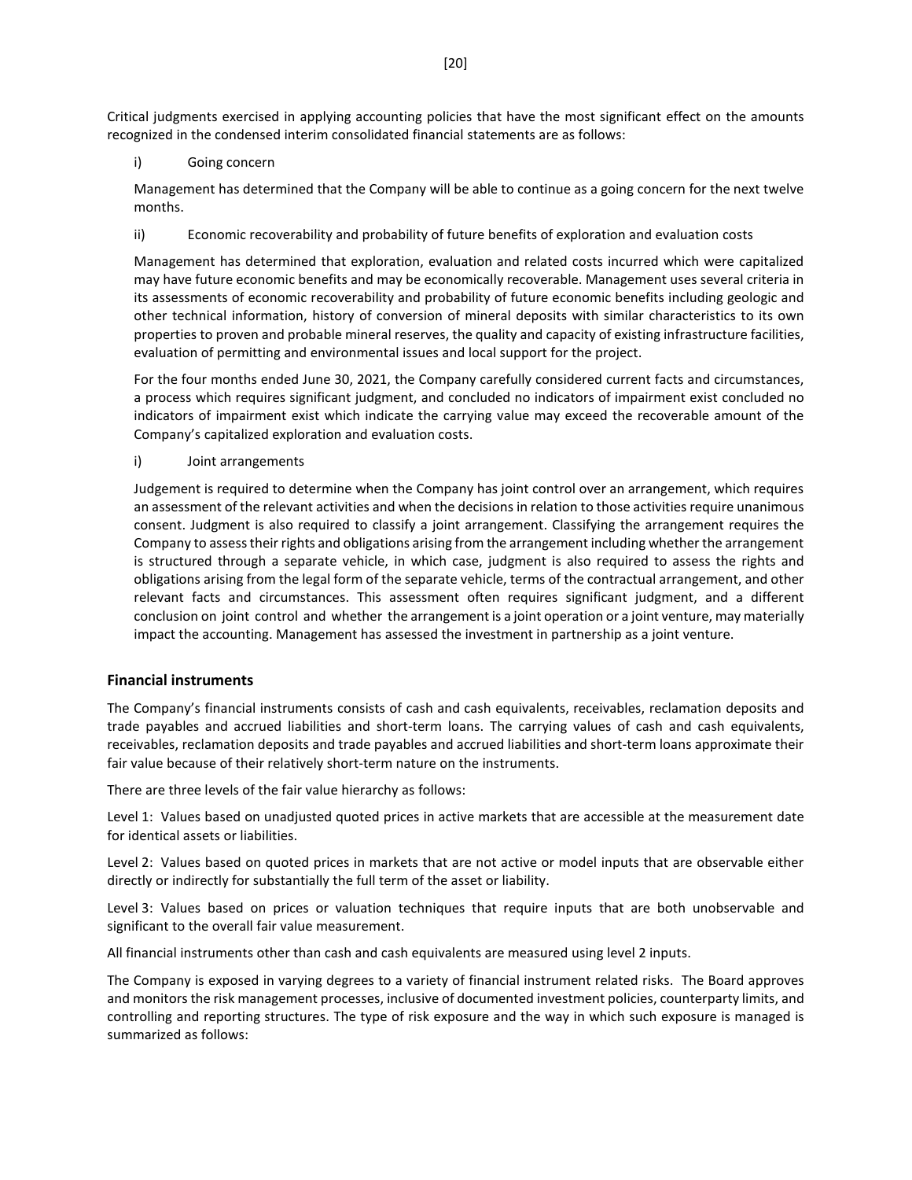Critical judgments exercised in applying accounting policies that have the most significant effect on the amounts recognized in the condensed interim consolidated financial statements are as follows:

i) Going concern

Management has determined that the Company will be able to continue as a going concern for the next twelve months.

ii) Economic recoverability and probability of future benefits of exploration and evaluation costs

Management has determined that exploration, evaluation and related costs incurred which were capitalized may have future economic benefits and may be economically recoverable. Management uses several criteria in its assessments of economic recoverability and probability of future economic benefits including geologic and other technical information, history of conversion of mineral deposits with similar characteristics to its own properties to proven and probable mineral reserves, the quality and capacity of existing infrastructure facilities, evaluation of permitting and environmental issues and local support for the project.

For the four months ended June 30, 2021, the Company carefully considered current facts and circumstances, a process which requires significant judgment, and concluded no indicators of impairment exist concluded no indicators of impairment exist which indicate the carrying value may exceed the recoverable amount of the Company's capitalized exploration and evaluation costs.

i) Joint arrangements

Judgement is required to determine when the Company has joint control over an arrangement, which requires an assessment of the relevant activities and when the decisions in relation to those activities require unanimous consent. Judgment is also required to classify a joint arrangement. Classifying the arrangement requires the Company to assess their rights and obligations arising from the arrangement including whether the arrangement is structured through a separate vehicle, in which case, judgment is also required to assess the rights and obligations arising from the legal form of the separate vehicle, terms of the contractual arrangement, and other relevant facts and circumstances. This assessment often requires significant judgment, and a different conclusion on joint control and whether the arrangement is a joint operation or a joint venture, may materially impact the accounting. Management has assessed the investment in partnership as a joint venture.

## Financial instruments

The Company's financial instruments consists of cash and cash equivalents, receivables, reclamation deposits and trade payables and accrued liabilities and short-term loans. The carrying values of cash and cash equivalents, receivables, reclamation deposits and trade payables and accrued liabilities and short-term loans approximate their fair value because of their relatively short-term nature on the instruments.

There are three levels of the fair value hierarchy as follows:

Level 1: Values based on unadjusted quoted prices in active markets that are accessible at the measurement date for identical assets or liabilities.

Level 2: Values based on quoted prices in markets that are not active or model inputs that are observable either directly or indirectly for substantially the full term of the asset or liability.

Level 3: Values based on prices or valuation techniques that require inputs that are both unobservable and significant to the overall fair value measurement.

All financial instruments other than cash and cash equivalents are measured using level 2 inputs.

The Company is exposed in varying degrees to a variety of financial instrument related risks. The Board approves and monitors the risk management processes, inclusive of documented investment policies, counterparty limits, and controlling and reporting structures. The type of risk exposure and the way in which such exposure is managed is summarized as follows: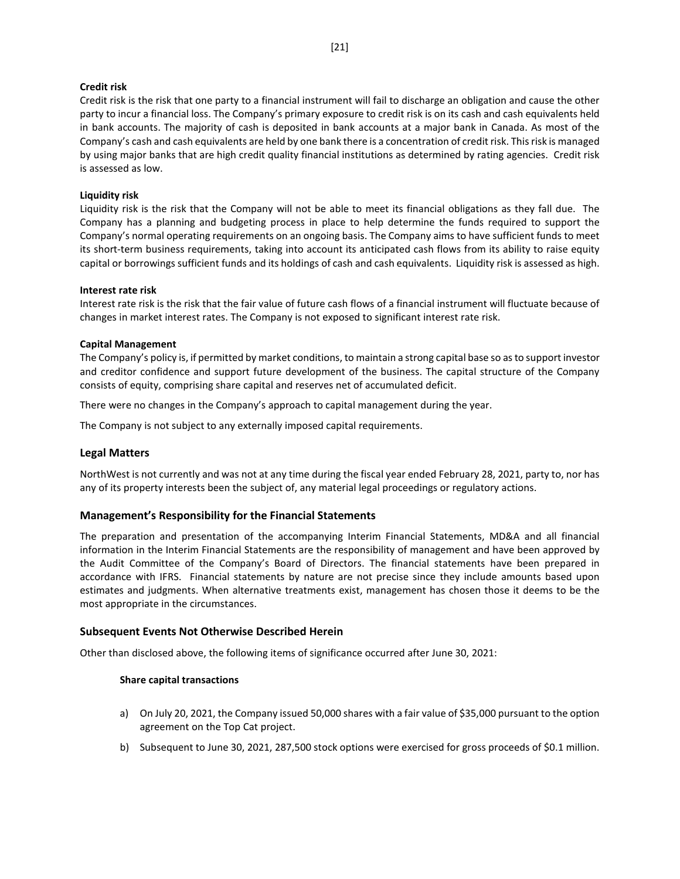**Credit risk**

Credit risk is the risk that one party to a financial instrument will fail to discharge an obligation and cause the other party to incur a financial loss. The Company's primary exposure to credit risk is on its cash and cash equivalents held in bank accounts. The majority of cash is deposited in bank accounts at a major bank in Canada. As most of the Company's cash and cash equivalents are held by one bank there is a concentration of credit risk. This risk is managed by using major banks that are high credit quality financial institutions as determined by rating agencies. Credit risk is assessed as low.

**Liquidity risk**

Liquidity risk is the risk that the Company will not be able to meet its financial obligations as they fall due. The Company has a planning and budgeting process in place to help determine the funds required to support the Company's normal operating requirements on an ongoing basis. The Company aims to have sufficient funds to meet its short-term business requirements, taking into account its anticipated cash flows from its ability to raise equity capital or borrowings sufficient funds and its holdings of cash and cash equivalents. Liquidity risk is assessed as high.

**Interest rate risk**

Interest rate risk is the risk that the fair value of future cash flows of a financial instrument will fluctuate because of changes in market interest rates. The Company is not exposed to significant interest rate risk.

**Capital Management**

The Company's policy is, if permitted by market conditions, to maintain a strong capital base so as to support investor and creditor confidence and support future development of the business. The capital structure of the Company consists of equity, comprising share capital and reserves net of accumulated deficit.

There were no changes in the Company's approach to capital management during the year.

The Company is not subject to any externally imposed capital requirements.

## Legal Matters

NorthWest is not currently and was not at any time during the fiscal year ended February 28, 2021, party to, nor has any of its property interests been the subject of, any material legal proceedings or regulatory actions.

## Management's Responsibility for the Financial Statements

The preparation and presentation of the accompanying Interim Financial Statements, MD&A and all financial information in the Interim Financial Statements are the responsibility of management and have been approved by the Audit Committee of the Company's Board of Directors. The financial statements have been prepared in accordance with IFRS. Financial statements by nature are not precise since they include amounts based upon estimates and judgments. When alternative treatments exist, management has chosen those it deems to be the most appropriate in the circumstances.

## Subsequent Events Not Otherwise Described Herein

Other than disclosed above, the following items of significance occurred after June 30, 2021:

**Share capital transactions**

a) On July 20, 2021, the Company issued 50,000 shares with a fair value of $35,000 pursuant to the option agreement on the Top Cat project.

b) Subsequent to June 30, 2021, 287,500 stock options were exercised for gross proceeds of $0.1 million.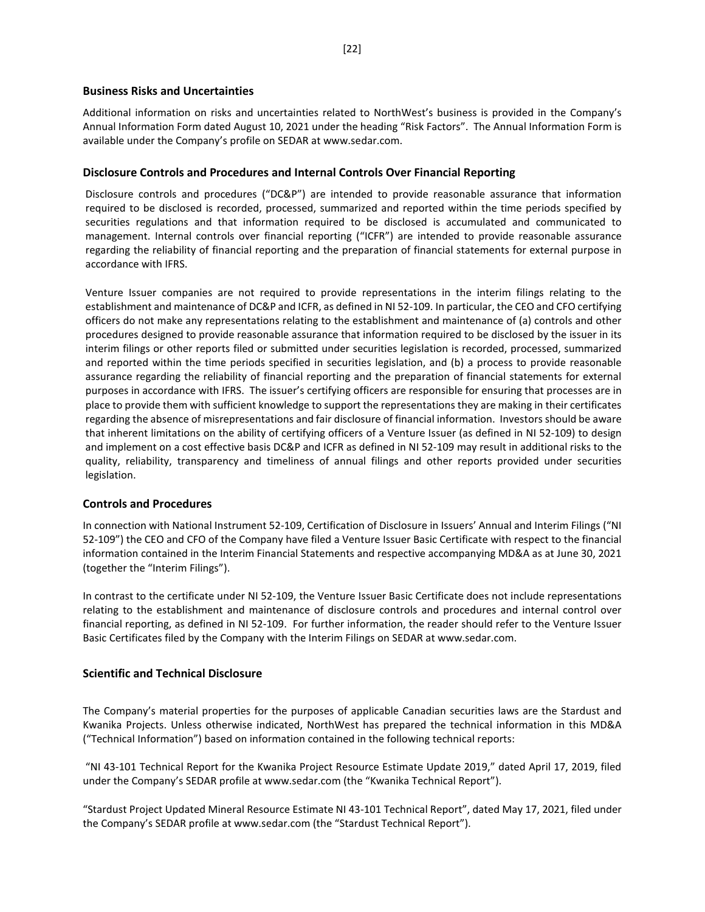## Business Risks and Uncertainties

Additional information on risks and uncertainties related to NorthWest's business is provided in the Company's Annual Information Form dated August 10, 2021 under the heading "Risk Factors". The Annual Information Form is available under the Company's profile on SEDAR at www.sedar.com.

## Disclosure Controls and Procedures and Internal Controls Over Financial Reporting

Disclosure controls and procedures ("DC&P") are intended to provide reasonable assurance that information required to be disclosed is recorded, processed, summarized and reported within the time periods specified by securities regulations and that information required to be disclosed is accumulated and communicated to management. Internal controls over financial reporting ("ICFR") are intended to provide reasonable assurance regarding the reliability of financial reporting and the preparation of financial statements for external purpose in accordance with IFRS.

Venture Issuer companies are not required to provide representations in the interim filings relating to the establishment and maintenance of DC&P and ICFR, as defined in NI 52-109. In particular, the CEO and CFO certifying officers do not make any representations relating to the establishment and maintenance of (a) controls and other procedures designed to provide reasonable assurance that information required to be disclosed by the issuer in its interim filings or other reports filed or submitted under securities legislation is recorded, processed, summarized and reported within the time periods specified in securities legislation, and (b) a process to provide reasonable assurance regarding the reliability of financial reporting and the preparation of financial statements for external purposes in accordance with IFRS. The issuer's certifying officers are responsible for ensuring that processes are in place to provide them with sufficient knowledge to support the representations they are making in their certificates regarding the absence of misrepresentations and fair disclosure of financial information. Investors should be aware that inherent limitations on the ability of certifying officers of a Venture Issuer (as defined in NI 52-109) to design and implement on a cost effective basis DC&P and ICFR as defined in NI 52-109 may result in additional risks to the quality, reliability, transparency and timeliness of annual filings and other reports provided under securities legislation.

## Controls and Procedures

In connection with National Instrument 52-109, Certification of Disclosure in Issuers' Annual and Interim Filings ("NI 52-109") the CEO and CFO of the Company have filed a Venture Issuer Basic Certificate with respect to the financial information contained in the Interim Financial Statements and respective accompanying MD&A as at June 30, 2021 (together the "Interim Filings").

In contrast to the certificate under NI 52-109, the Venture Issuer Basic Certificate does not include representations relating to the establishment and maintenance of disclosure controls and procedures and internal control over financial reporting, as defined in NI 52-109. For further information, the reader should refer to the Venture Issuer Basic Certificates filed by the Company with the Interim Filings on SEDAR at www.sedar.com.

## Scientific and Technical Disclosure

The Company's material properties for the purposes of applicable Canadian securities laws are the Stardust and Kwanika Projects. Unless otherwise indicated, NorthWest has prepared the technical information in this MD&A ("Technical Information") based on information contained in the following technical reports:

"NI 43-101 Technical Report for the Kwanika Project Resource Estimate Update 2019," dated April 17, 2019, filed under the Company's SEDAR profile at www.sedar.com (the "Kwanika Technical Report").

"Stardust Project Updated Mineral Resource Estimate NI 43-101 Technical Report", dated May 17, 2021, filed under the Company's SEDAR profile at www.sedar.com (the "Stardust Technical Report").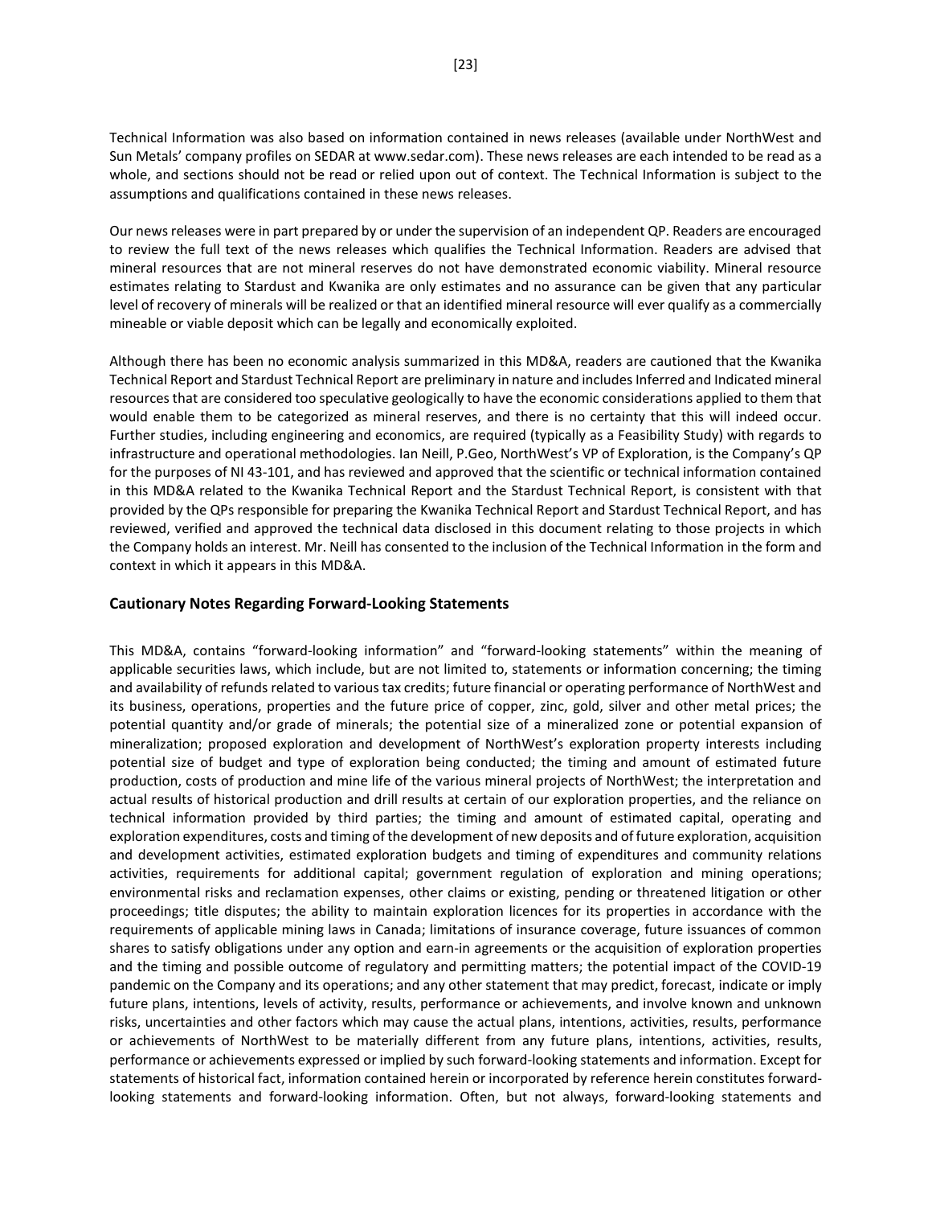Technical Information was also based on information contained in news releases (available under NorthWest and Sun Metals' company profiles on SEDAR at www.sedar.com). These news releases are each intended to be read as a whole, and sections should not be read or relied upon out of context. The Technical Information is subject to the assumptions and qualifications contained in these news releases.

Our news releases were in part prepared by or under the supervision of an independent QP. Readers are encouraged to review the full text of the news releases which qualifies the Technical Information. Readers are advised that mineral resources that are not mineral reserves do not have demonstrated economic viability. Mineral resource estimates relating to Stardust and Kwanika are only estimates and no assurance can be given that any particular level of recovery of minerals will be realized or that an identified mineral resource will ever qualify as a commercially mineable or viable deposit which can be legally and economically exploited.

Although there has been no economic analysis summarized in this MD&A, readers are cautioned that the Kwanika Technical Report and Stardust Technical Report are preliminary in nature and includes Inferred and Indicated mineral resources that are considered too speculative geologically to have the economic considerations applied to them that would enable them to be categorized as mineral reserves, and there is no certainty that this will indeed occur. Further studies, including engineering and economics, are required (typically as a Feasibility Study) with regards to infrastructure and operational methodologies. Ian Neill, P.Geo, NorthWest's VP of Exploration, is the Company's QP for the purposes of NI 43-101, and has reviewed and approved that the scientific or technical information contained in this MD&A related to the Kwanika Technical Report and the Stardust Technical Report, is consistent with that provided by the QPs responsible for preparing the Kwanika Technical Report and Stardust Technical Report, and has reviewed, verified and approved the technical data disclosed in this document relating to those projects in which the Company holds an interest. Mr. Neill has consented to the inclusion of the Technical Information in the form and context in which it appears in this MD&A.

## Cautionary Notes Regarding Forward-Looking Statements

This MD&A, contains "forward-looking information" and "forward-looking statements" within the meaning of applicable securities laws, which include, but are not limited to, statements or information concerning; the timing and availability of refunds related to various tax credits; future financial or operating performance of NorthWest and its business, operations, properties and the future price of copper, zinc, gold, silver and other metal prices; the potential quantity and/or grade of minerals; the potential size of a mineralized zone or potential expansion of mineralization; proposed exploration and development of NorthWest's exploration property interests including potential size of budget and type of exploration being conducted; the timing and amount of estimated future production, costs of production and mine life of the various mineral projects of NorthWest; the interpretation and actual results of historical production and drill results at certain of our exploration properties, and the reliance on technical information provided by third parties; the timing and amount of estimated capital, operating and exploration expenditures, costs and timing of the development of new deposits and of future exploration, acquisition and development activities, estimated exploration budgets and timing of expenditures and community relations activities, requirements for additional capital; government regulation of exploration and mining operations; environmental risks and reclamation expenses, other claims or existing, pending or threatened litigation or other proceedings; title disputes; the ability to maintain exploration licences for its properties in accordance with the requirements of applicable mining laws in Canada; limitations of insurance coverage, future issuances of common shares to satisfy obligations under any option and earn-in agreements or the acquisition of exploration properties and the timing and possible outcome of regulatory and permitting matters; the potential impact of the COVID-19 pandemic on the Company and its operations; and any other statement that may predict, forecast, indicate or imply future plans, intentions, levels of activity, results, performance or achievements, and involve known and unknown risks, uncertainties and other factors which may cause the actual plans, intentions, activities, results, performance or achievements of NorthWest to be materially different from any future plans, intentions, activities, results, performance or achievements expressed or implied by such forward-looking statements and information. Except for statements of historical fact, information contained herein or incorporated by reference herein constitutes forward-looking statements and forward-looking information. Often, but not always, forward-looking statements and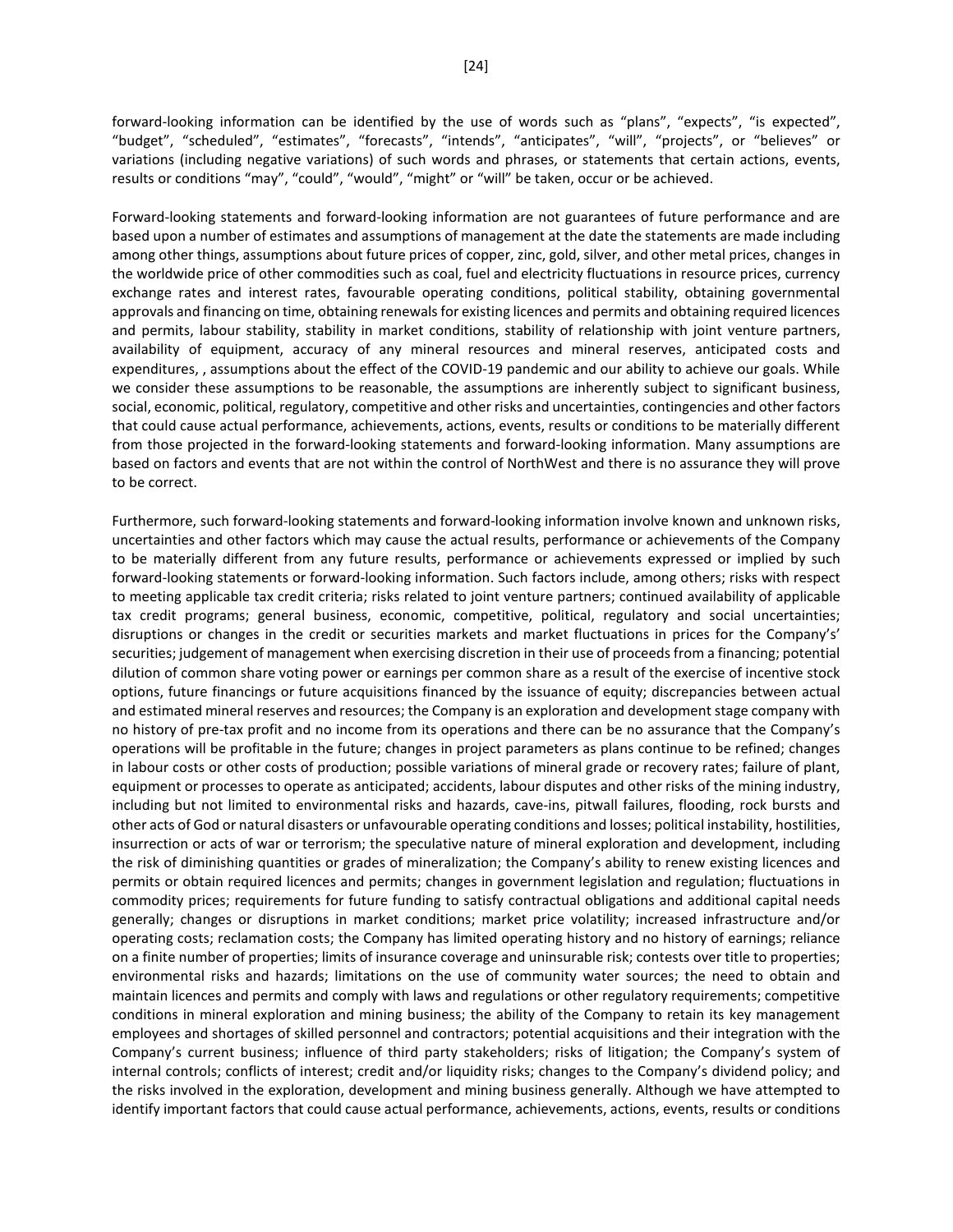forward-looking information can be identified by the use of words such as "plans", "expects", "is expected", "budget", "scheduled", "estimates", "forecasts", "intends", "anticipates", "will", "projects", or "believes" or variations (including negative variations) of such words and phrases, or statements that certain actions, events, results or conditions "may", "could", "would", "might" or "will" be taken, occur or be achieved.

Forward-looking statements and forward-looking information are not guarantees of future performance and are based upon a number of estimates and assumptions of management at the date the statements are made including among other things, assumptions about future prices of copper, zinc, gold, silver, and other metal prices, changes in the worldwide price of other commodities such as coal, fuel and electricity fluctuations in resource prices, currency exchange rates and interest rates, favourable operating conditions, political stability, obtaining governmental approvals and financing on time, obtaining renewals for existing licences and permits and obtaining required licences and permits, labour stability, stability in market conditions, stability of relationship with joint venture partners, availability of equipment, accuracy of any mineral resources and mineral reserves, anticipated costs and expenditures, , assumptions about the effect of the COVID-19 pandemic and our ability to achieve our goals. While we consider these assumptions to be reasonable, the assumptions are inherently subject to significant business, social, economic, political, regulatory, competitive and other risks and uncertainties, contingencies and other factors that could cause actual performance, achievements, actions, events, results or conditions to be materially different from those projected in the forward-looking statements and forward-looking information. Many assumptions are based on factors and events that are not within the control of NorthWest and there is no assurance they will prove to be correct.

Furthermore, such forward-looking statements and forward-looking information involve known and unknown risks, uncertainties and other factors which may cause the actual results, performance or achievements of the Company to be materially different from any future results, performance or achievements expressed or implied by such forward-looking statements or forward-looking information. Such factors include, among others; risks with respect to meeting applicable tax credit criteria; risks related to joint venture partners; continued availability of applicable tax credit programs; general business, economic, competitive, political, regulatory and social uncertainties; disruptions or changes in the credit or securities markets and market fluctuations in prices for the Company's' securities; judgement of management when exercising discretion in their use of proceeds from a financing; potential dilution of common share voting power or earnings per common share as a result of the exercise of incentive stock options, future financings or future acquisitions financed by the issuance of equity; discrepancies between actual and estimated mineral reserves and resources; the Company is an exploration and development stage company with no history of pre-tax profit and no income from its operations and there can be no assurance that the Company's operations will be profitable in the future; changes in project parameters as plans continue to be refined; changes in labour costs or other costs of production; possible variations of mineral grade or recovery rates; failure of plant, equipment or processes to operate as anticipated; accidents, labour disputes and other risks of the mining industry, including but not limited to environmental risks and hazards, cave-ins, pitwall failures, flooding, rock bursts and other acts of God or natural disasters or unfavourable operating conditions and losses; political instability, hostilities, insurrection or acts of war or terrorism; the speculative nature of mineral exploration and development, including the risk of diminishing quantities or grades of mineralization; the Company's ability to renew existing licences and permits or obtain required licences and permits; changes in government legislation and regulation; fluctuations in commodity prices; requirements for future funding to satisfy contractual obligations and additional capital needs generally; changes or disruptions in market conditions; market price volatility; increased infrastructure and/or operating costs; reclamation costs; the Company has limited operating history and no history of earnings; reliance on a finite number of properties; limits of insurance coverage and uninsurable risk; contests over title to properties; environmental risks and hazards; limitations on the use of community water sources; the need to obtain and maintain licences and permits and comply with laws and regulations or other regulatory requirements; competitive conditions in mineral exploration and mining business; the ability of the Company to retain its key management employees and shortages of skilled personnel and contractors; potential acquisitions and their integration with the Company's current business; influence of third party stakeholders; risks of litigation; the Company's system of internal controls; conflicts of interest; credit and/or liquidity risks; changes to the Company's dividend policy; and the risks involved in the exploration, development and mining business generally. Although we have attempted to identify important factors that could cause actual performance, achievements, actions, events, results or conditions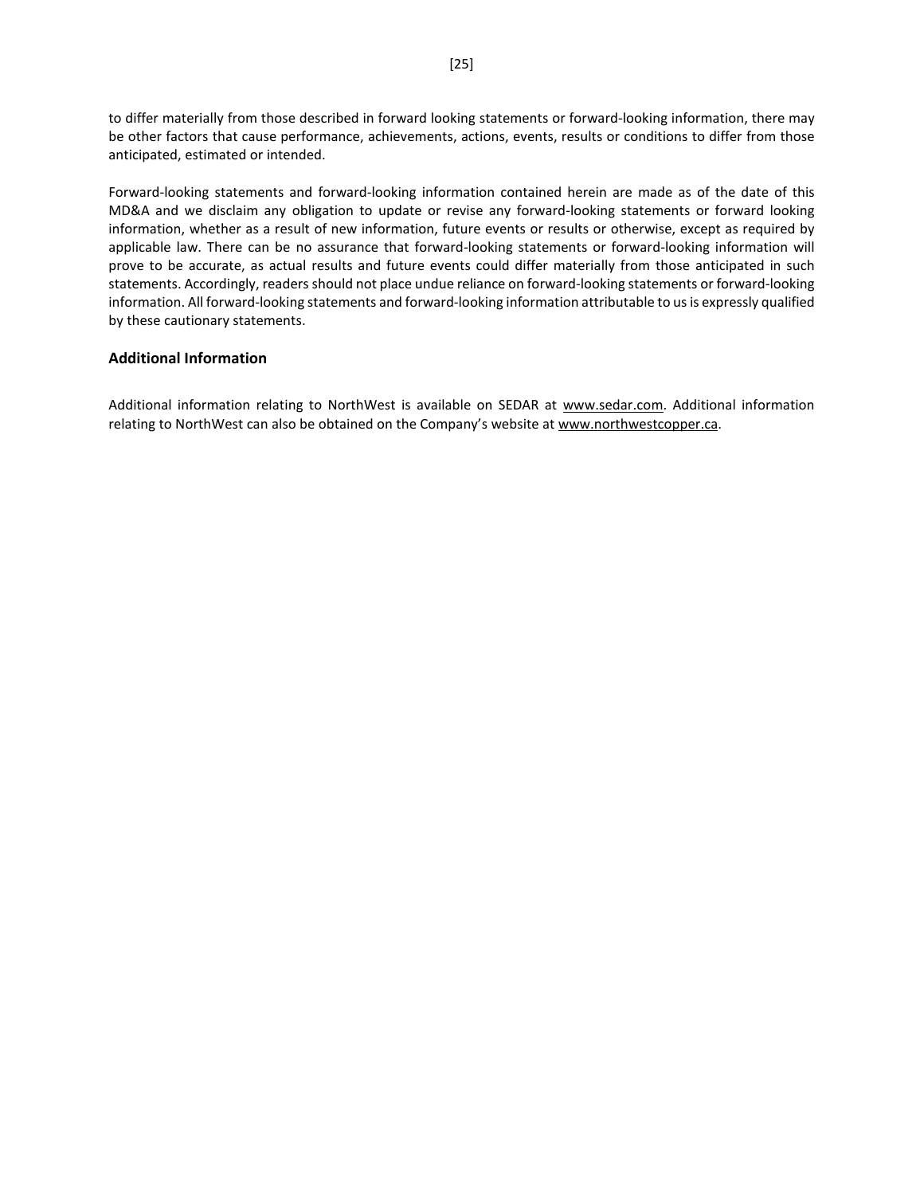to differ materially from those described in forward looking statements or forward-looking information, there may be other factors that cause performance, achievements, actions, events, results or conditions to differ from those anticipated, estimated or intended.

Forward-looking statements and forward-looking information contained herein are made as of the date of this MD&A and we disclaim any obligation to update or revise any forward-looking statements or forward looking information, whether as a result of new information, future events or results or otherwise, except as required by applicable law. There can be no assurance that forward-looking statements or forward-looking information will prove to be accurate, as actual results and future events could differ materially from those anticipated in such statements. Accordingly, readers should not place undue reliance on forward-looking statements or forward-looking information. All forward-looking statements and forward-looking information attributable to us is expressly qualified by these cautionary statements.

## Additional Information

Additional information relating to NorthWest is available on SEDAR at www.sedar.com. Additional information relating to NorthWest can also be obtained on the Company's website at www.northwestcopper.ca.